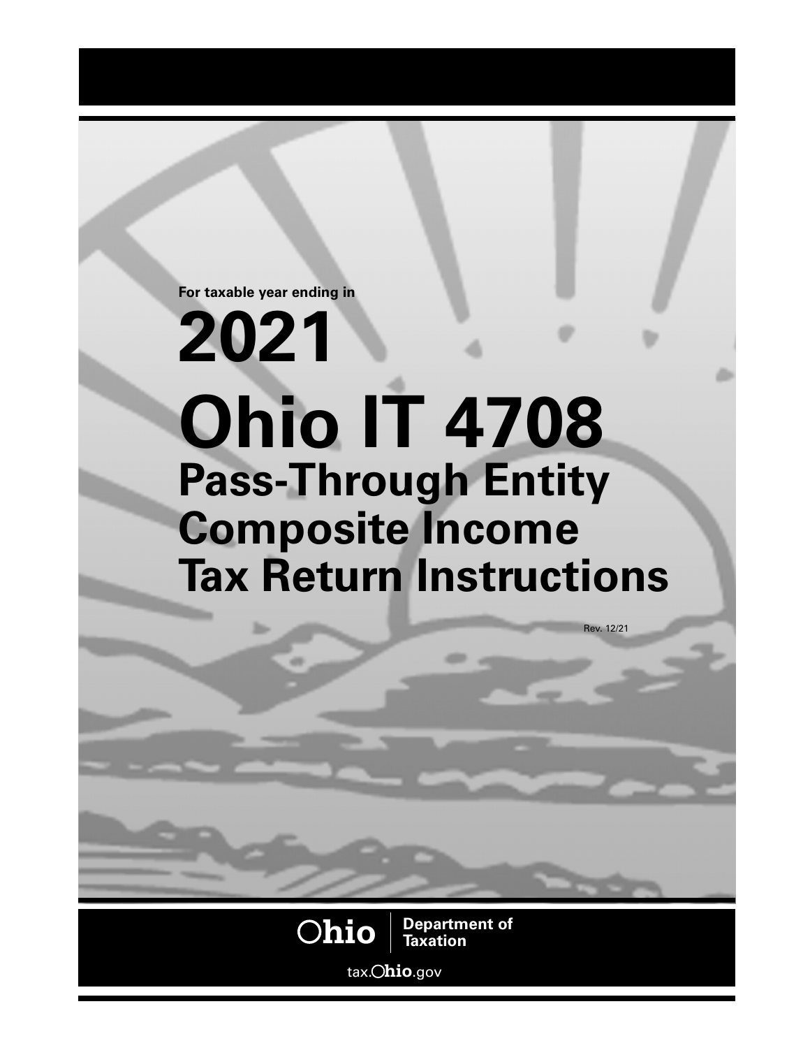For taxable year ending in

# 2021

# Ohio IT 4708

## Pass-Through Entity Composite Income Tax Return Instructions

Rev. 12/21

Ohio | Department of Taxation

tax.Ohio.gov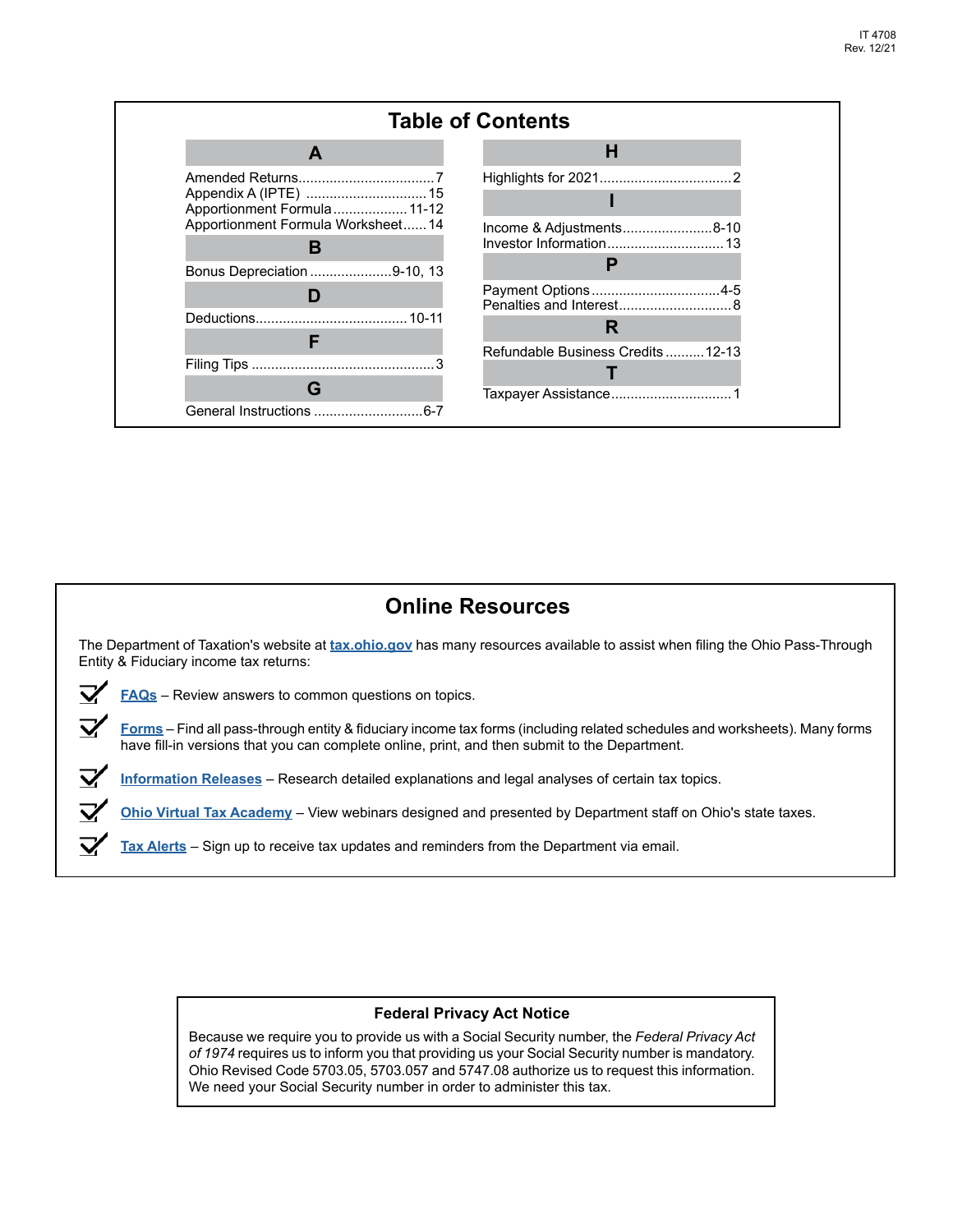## Table of Contents

### A

- Amended Returns .................................. 7
- Appendix A (IPTE) .............................. 15
- Apportionment Formula .................. 11-12
- Apportionment Formula Worksheet ...... 14

### B

- Bonus Depreciation .................... 9-10, 13

### D

- Deductions ...................................... 10-11

### F

- Filing Tips ............................................... 3

### G

- General Instructions ........................... 6-7

### H

- Highlights for 2021 ................................. 2

### I

- Income & Adjustments ....................... 8-10
- Investor Information ............................. 13

### P

- Payment Options ................................. 4-5
- Penalties and Interest ............................ 8

### R

- Refundable Business Credits .......... 12-13

### T

- Taxpayer Assistance .............................. 1

## Online Resources

The Department of Taxation's website at **tax.ohio.gov** has many resources available to assist when filing the Ohio Pass-Through Entity & Fiduciary income tax returns:

- **FAQs** – Review answers to common questions on topics.
- **Forms** – Find all pass-through entity & fiduciary income tax forms (including related schedules and worksheets). Many forms have fill-in versions that you can complete online, print, and then submit to the Department.
- **Information Releases** – Research detailed explanations and legal analyses of certain tax topics.
- **Ohio Virtual Tax Academy** – View webinars designed and presented by Department staff on Ohio's state taxes.
- **Tax Alerts** – Sign up to receive tax updates and reminders from the Department via email.

### Federal Privacy Act Notice

Because we require you to provide us with a Social Security number, the *Federal Privacy Act of 1974* requires us to inform you that providing us your Social Security number is mandatory. Ohio Revised Code 5703.05, 5703.057 and 5747.08 authorize us to request this information. We need your Social Security number in order to administer this tax.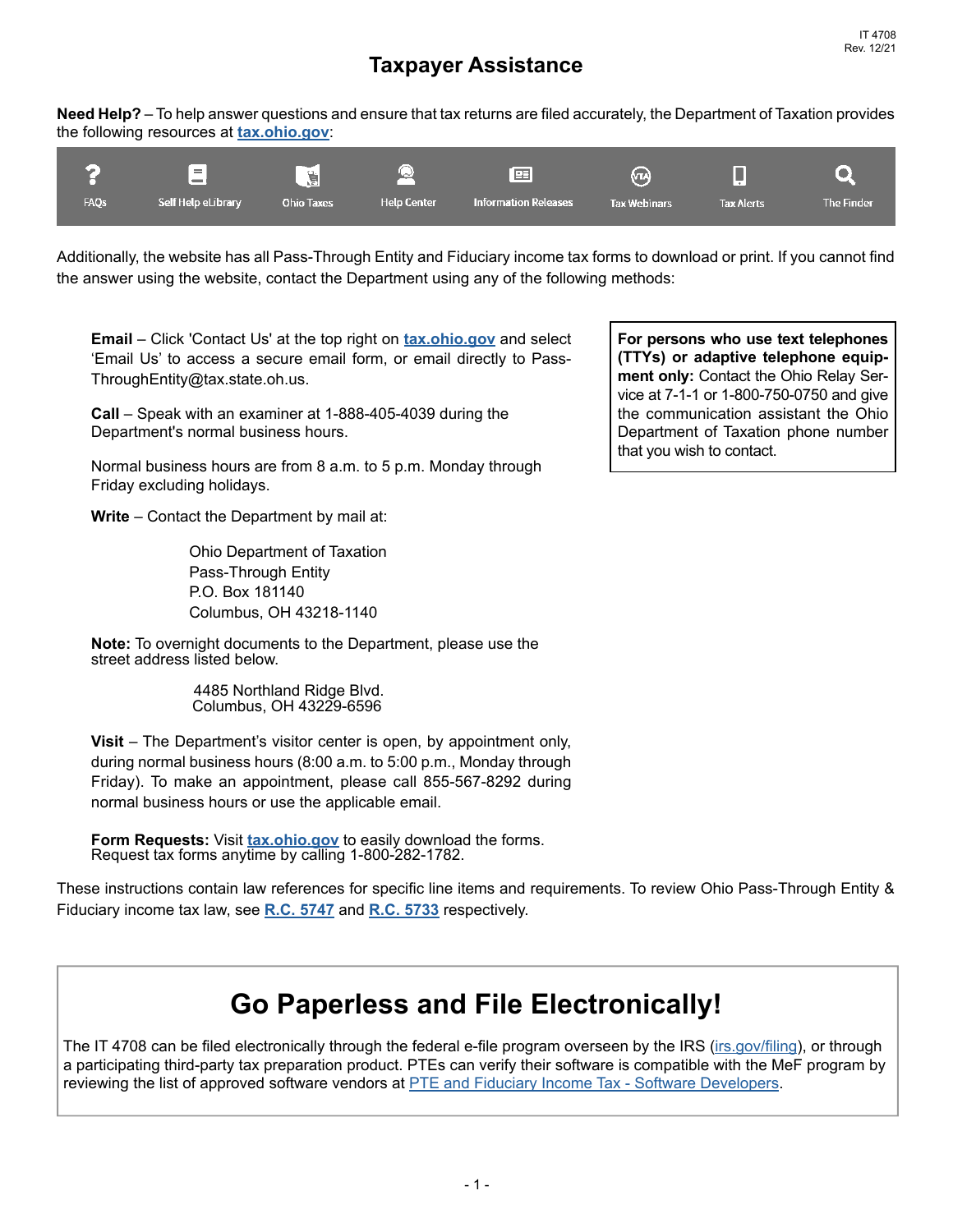IT 4708
Rev. 12/21

# Taxpayer Assistance

**Need Help?** – To help answer questions and ensure that tax returns are filed accurately, the Department of Taxation provides the following resources at **tax.ohio.gov**:

| FAQs | Self Help eLibrary | Ohio Taxes | Help Center | Information Releases | Tax Webinars | Tax Alerts | The Finder |
|---|---|---|---|---|---|---|---|

Additionally, the website has all Pass-Through Entity and Fiduciary income tax forms to download or print. If you cannot find the answer using the website, contact the Department using any of the following methods:

**Email** – Click 'Contact Us' at the top right on **tax.ohio.gov** and select 'Email Us' to access a secure email form, or email directly to PassThroughEntity@tax.state.oh.us.

**Call** – Speak with an examiner at 1-888-405-4039 during the Department's normal business hours.

Normal business hours are from 8 a.m. to 5 p.m. Monday through Friday excluding holidays.

**Write** – Contact the Department by mail at:

Ohio Department of Taxation
Pass-Through Entity
P.O. Box 181140
Columbus, OH 43218-1140

**Note:** To overnight documents to the Department, please use the street address listed below.

4485 Northland Ridge Blvd.
Columbus, OH 43229-6596

**Visit** – The Department's visitor center is open, by appointment only, during normal business hours (8:00 a.m. to 5:00 p.m., Monday through Friday). To make an appointment, please call 855-567-8292 during normal business hours or use the applicable email.

**Form Requests:** Visit **tax.ohio.gov** to easily download the forms. Request tax forms anytime by calling 1-800-282-1782.

**For persons who use text telephones (TTYs) or adaptive telephone equipment only:** Contact the Ohio Relay Service at 7-1-1 or 1-800-750-0750 and give the communication assistant the Ohio Department of Taxation phone number that you wish to contact.

These instructions contain law references for specific line items and requirements. To review Ohio Pass-Through Entity & Fiduciary income tax law, see **R.C. 5747** and **R.C. 5733** respectively.

## Go Paperless and File Electronically!

The IT 4708 can be filed electronically through the federal e-file program overseen by the IRS (irs.gov/filing), or through a participating third-party tax preparation product. PTEs can verify their software is compatible with the MeF program by reviewing the list of approved software vendors at PTE and Fiduciary Income Tax - Software Developers.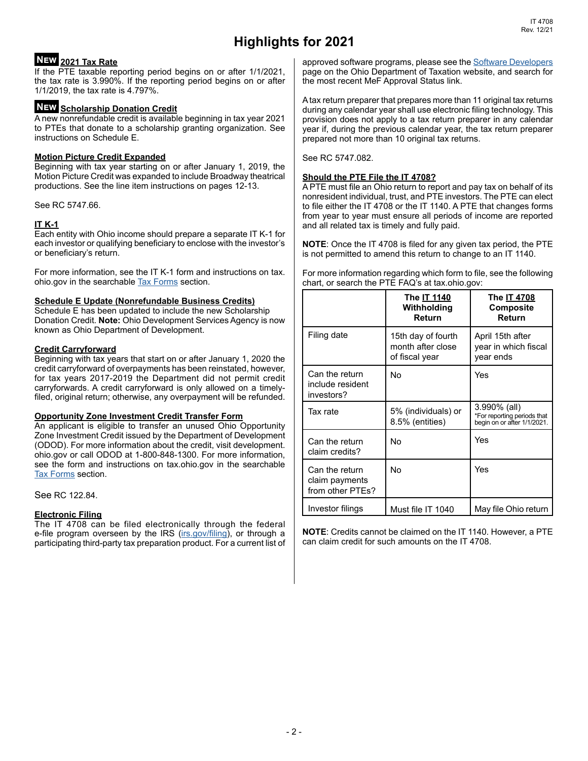# Highlights for 2021

### NEW 2021 Tax Rate

If the PTE taxable reporting period begins on or after 1/1/2021, the tax rate is 3.990%. If the reporting period begins on or after 1/1/2019, the tax rate is 4.797%.

### NEW Scholarship Donation Credit

A new nonrefundable credit is available beginning in tax year 2021 to PTEs that donate to a scholarship granting organization. See instructions on Schedule E.

### Motion Picture Credit Expanded

Beginning with tax year starting on or after January 1, 2019, the Motion Picture Credit was expanded to include Broadway theatrical productions. See the line item instructions on pages 12-13.

See RC 5747.66.

### IT K-1

Each entity with Ohio income should prepare a separate IT K-1 for each investor or qualifying beneficiary to enclose with the investor's or beneficiary's return.

For more information, see the IT K-1 form and instructions on tax.ohio.gov in the searchable Tax Forms section.

### Schedule E Update (Nonrefundable Business Credits)

Schedule E has been updated to include the new Scholarship Donation Credit. **Note:** Ohio Development Services Agency is now known as Ohio Department of Development.

### Credit Carryforward

Beginning with tax years that start on or after January 1, 2020 the credit carryforward of overpayments has been reinstated, however, for tax years 2017-2019 the Department did not permit credit carryforwards. A credit carryforward is only allowed on a timely-filed, original return; otherwise, any overpayment will be refunded.

### Opportunity Zone Investment Credit Transfer Form

An applicant is eligible to transfer an unused Ohio Opportunity Zone Investment Credit issued by the Department of Development (ODOD). For more information about the credit, visit development.ohio.gov or call ODOD at 1-800-848-1300. For more information, see the form and instructions on tax.ohio.gov in the searchable Tax Forms section.

See RC 122.84.

### Electronic Filing

The IT 4708 can be filed electronically through the federal e-file program overseen by the IRS (irs.gov/filing), or through a participating third-party tax preparation product. For a current list of approved software programs, please see the Software Developers page on the Ohio Department of Taxation website, and search for the most recent MeF Approval Status link.

A tax return preparer that prepares more than 11 original tax returns during any calendar year shall use electronic filing technology. This provision does not apply to a tax return preparer in any calendar year if, during the previous calendar year, the tax return preparer prepared not more than 10 original tax returns.

See RC 5747.082.

### Should the PTE File the IT 4708?

A PTE must file an Ohio return to report and pay tax on behalf of its nonresident individual, trust, and PTE investors. The PTE can elect to file either the IT 4708 or the IT 1140. A PTE that changes forms from year to year must ensure all periods of income are reported and all related tax is timely and fully paid.

**NOTE**: Once the IT 4708 is filed for any given tax period, the PTE is not permitted to amend this return to change to an IT 1140.

For more information regarding which form to file, see the following chart, or search the PTE FAQ's at tax.ohio.gov:

| | **The IT 1140 Withholding Return** | **The IT 4708 Composite Return** |
|---|---|---|
| Filing date | 15th day of fourth month after close of fiscal year | April 15th after year in which fiscal year ends |
| Can the return include resident investors? | No | Yes |
| Tax rate | 5% (individuals) or 8.5% (entities) | 3.990% (all) *For reporting periods that begin on or after 1/1/2021. |
| Can the return claim credits? | No | Yes |
| Can the return claim payments from other PTEs? | No | Yes |
| Investor filings | Must file IT 1040 | May file Ohio return |

**NOTE**: Credits cannot be claimed on the IT 1140. However, a PTE can claim credit for such amounts on the IT 4708.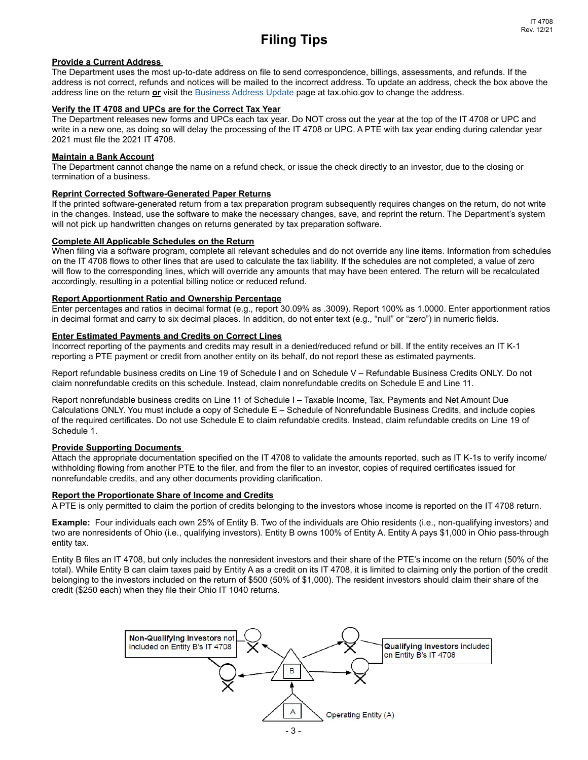# Filing Tips

**Provide a Current Address**

The Department uses the most up-to-date address on file to send correspondence, billings, assessments, and refunds. If the address is not correct, refunds and notices will be mailed to the incorrect address. To update an address, check the box above the address line on the return **or** visit the Business Address Update page at tax.ohio.gov to change the address.

**Verify the IT 4708 and UPCs are for the Correct Tax Year**

The Department releases new forms and UPCs each tax year. Do NOT cross out the year at the top of the IT 4708 or UPC and write in a new one, as doing so will delay the processing of the IT 4708 or UPC. A PTE with tax year ending during calendar year 2021 must file the 2021 IT 4708.

**Maintain a Bank Account**

The Department cannot change the name on a refund check, or issue the check directly to an investor, due to the closing or termination of a business.

**Reprint Corrected Software-Generated Paper Returns**

If the printed software-generated return from a tax preparation program subsequently requires changes on the return, do not write in the changes. Instead, use the software to make the necessary changes, save, and reprint the return. The Department's system will not pick up handwritten changes on returns generated by tax preparation software.

**Complete All Applicable Schedules on the Return**

When filing via a software program, complete all relevant schedules and do not override any line items. Information from schedules on the IT 4708 flows to other lines that are used to calculate the tax liability. If the schedules are not completed, a value of zero will flow to the corresponding lines, which will override any amounts that may have been entered. The return will be recalculated accordingly, resulting in a potential billing notice or reduced refund.

**Report Apportionment Ratio and Ownership Percentage**

Enter percentages and ratios in decimal format (e.g., report 30.09% as .3009). Report 100% as 1.0000. Enter apportionment ratios in decimal format and carry to six decimal places. In addition, do not enter text (e.g., "null" or "zero") in numeric fields.

**Enter Estimated Payments and Credits on Correct Lines**

Incorrect reporting of the payments and credits may result in a denied/reduced refund or bill. If the entity receives an IT K-1 reporting a PTE payment or credit from another entity on its behalf, do not report these as estimated payments.

Report refundable business credits on Line 19 of Schedule I and on Schedule V – Refundable Business Credits ONLY. Do not claim nonrefundable credits on this schedule. Instead, claim nonrefundable credits on Schedule E and Line 11.

Report nonrefundable business credits on Line 11 of Schedule I – Taxable Income, Tax, Payments and Net Amount Due Calculations ONLY. You must include a copy of Schedule E – Schedule of Nonrefundable Business Credits, and include copies of the required certificates. Do not use Schedule E to claim refundable credits. Instead, claim refundable credits on Line 19 of Schedule 1.

**Provide Supporting Documents**

Attach the appropriate documentation specified on the IT 4708 to validate the amounts reported, such as IT K-1s to verify income/withholding flowing from another PTE to the filer, and from the filer to an investor, copies of required certificates issued for nonrefundable credits, and any other documents providing clarification.

**Report the Proportionate Share of Income and Credits**

A PTE is only permitted to claim the portion of credits belonging to the investors whose income is reported on the IT 4708 return.

**Example:** Four individuals each own 25% of Entity B. Two of the individuals are Ohio residents (i.e., non-qualifying investors) and two are nonresidents of Ohio (i.e., qualifying investors). Entity B owns 100% of Entity A. Entity A pays $1,000 in Ohio pass-through entity tax.

Entity B files an IT 4708, but only includes the nonresident investors and their share of the PTE's income on the return (50% of the total). While Entity B can claim taxes paid by Entity A as a credit on its IT 4708, it is limited to claiming only the portion of the credit belonging to the investors included on the return of $500 (50% of $1,000). The resident investors should claim their share of the credit ($250 each) when they file their Ohio IT 1040 returns.

Non-Qualifying Investors not included on Entity B's IT 4708

Qualifying Investors included on Entity B's IT 4708

B

A

Operating Entity (A)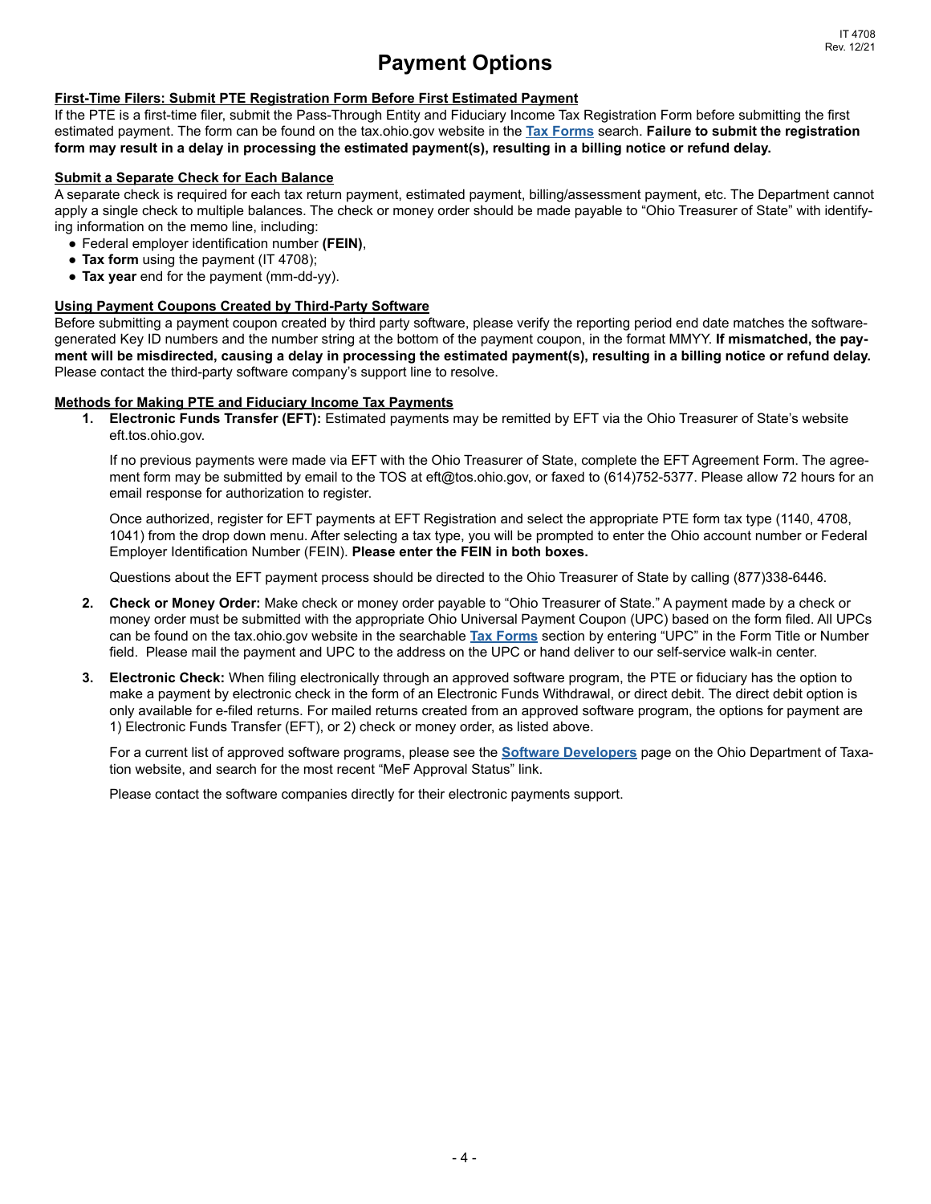# Payment Options

**First-Time Filers: Submit PTE Registration Form Before First Estimated Payment**

If the PTE is a first-time filer, submit the Pass-Through Entity and Fiduciary Income Tax Registration Form before submitting the first estimated payment. The form can be found on the tax.ohio.gov website in the **Tax Forms** search. **Failure to submit the registration form may result in a delay in processing the estimated payment(s), resulting in a billing notice or refund delay.**

**Submit a Separate Check for Each Balance**

A separate check is required for each tax return payment, estimated payment, billing/assessment payment, etc. The Department cannot apply a single check to multiple balances. The check or money order should be made payable to "Ohio Treasurer of State" with identifying information on the memo line, including:

- Federal employer identification number **(FEIN)**,
- **Tax form** using the payment (IT 4708);
- **Tax year** end for the payment (mm-dd-yy).

**Using Payment Coupons Created by Third-Party Software**

Before submitting a payment coupon created by third party software, please verify the reporting period end date matches the software-generated Key ID numbers and the number string at the bottom of the payment coupon, in the format MMYY. **If mismatched, the payment will be misdirected, causing a delay in processing the estimated payment(s), resulting in a billing notice or refund delay.** Please contact the third-party software company's support line to resolve.

**Methods for Making PTE and Fiduciary Income Tax Payments**

1. **Electronic Funds Transfer (EFT):** Estimated payments may be remitted by EFT via the Ohio Treasurer of State's website eft.tos.ohio.gov.

   If no previous payments were made via EFT with the Ohio Treasurer of State, complete the EFT Agreement Form. The agreement form may be submitted by email to the TOS at eft@tos.ohio.gov, or faxed to (614)752-5377. Please allow 72 hours for an email response for authorization to register.

   Once authorized, register for EFT payments at EFT Registration and select the appropriate PTE form tax type (1140, 4708, 1041) from the drop down menu. After selecting a tax type, you will be prompted to enter the Ohio account number or Federal Employer Identification Number (FEIN). **Please enter the FEIN in both boxes.**

   Questions about the EFT payment process should be directed to the Ohio Treasurer of State by calling (877)338-6446.

2. **Check or Money Order:** Make check or money order payable to "Ohio Treasurer of State." A payment made by a check or money order must be submitted with the appropriate Ohio Universal Payment Coupon (UPC) based on the form filed. All UPCs can be found on the tax.ohio.gov website in the searchable **Tax Forms** section by entering "UPC" in the Form Title or Number field. Please mail the payment and UPC to the address on the UPC or hand deliver to our self-service walk-in center.

3. **Electronic Check:** When filing electronically through an approved software program, the PTE or fiduciary has the option to make a payment by electronic check in the form of an Electronic Funds Withdrawal, or direct debit. The direct debit option is only available for e-filed returns. For mailed returns created from an approved software program, the options for payment are 1) Electronic Funds Transfer (EFT), or 2) check or money order, as listed above.

   For a current list of approved software programs, please see the **Software Developers** page on the Ohio Department of Taxation website, and search for the most recent "MeF Approval Status" link.

   Please contact the software companies directly for their electronic payments support.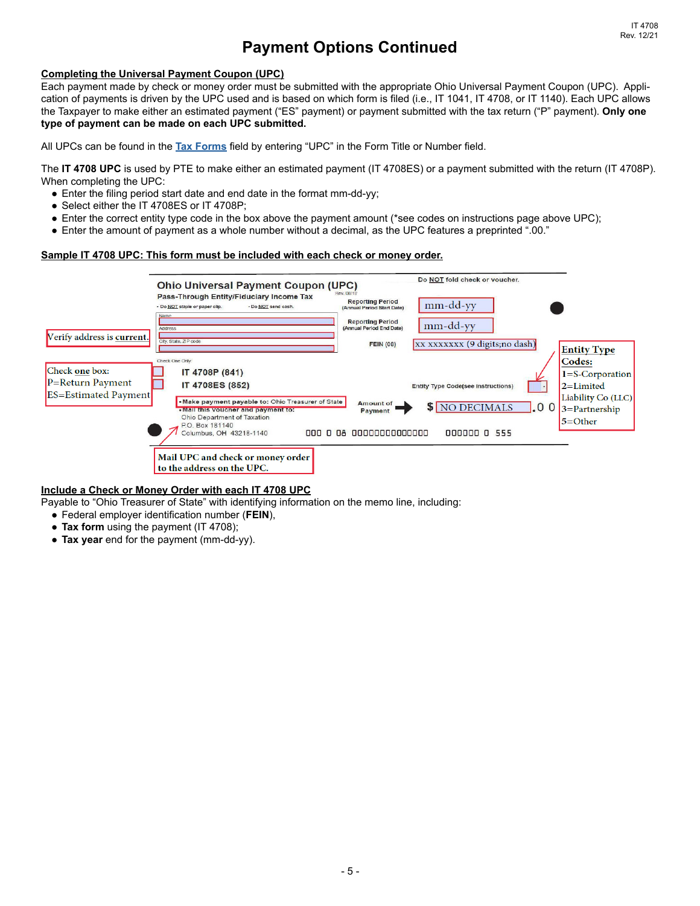# Payment Options Continued

## Completing the Universal Payment Coupon (UPC)

Each payment made by check or money order must be submitted with the appropriate Ohio Universal Payment Coupon (UPC). Application of payments is driven by the UPC used and is based on which form is filed (i.e., IT 1041, IT 4708, or IT 1140). Each UPC allows the Taxpayer to make either an estimated payment ("ES" payment) or payment submitted with the tax return ("P" payment). **Only one type of payment can be made on each UPC submitted.**

All UPCs can be found in the Tax Forms field by entering "UPC" in the Form Title or Number field.

The **IT 4708 UPC** is used by PTE to make either an estimated payment (IT 4708ES) or a payment submitted with the return (IT 4708P). When completing the UPC:

- Enter the filing period start date and end date in the format mm-dd-yy;
- Select either the IT 4708ES or IT 4708P;
- Enter the correct entity type code in the box above the payment amount (*see codes on instructions page above UPC);
- Enter the amount of payment as a whole number without a decimal, as the UPC features a preprinted ".00."

## Sample IT 4708 UPC: This form must be included with each check or money order.

Ohio Universal Payment Coupon (UPC)
Pass-Through Entity/Fiduciary Income Tax
Rev. 08/19

Do NOT fold check or voucher.

- Do NOT staple or paper clip. • Do NOT send cash.

Name
Address
City, State, ZIP code

Verify address is current.

Reporting Period (Annual Period Start Date): mm-dd-yy
Reporting Period (Annual Period End Date): mm-dd-yy
FEIN (08): xx xxxxxxx (9 digits;no dash)

Check One Only
Check one box:
P=Return Payment
ES=Estimated Payment

IT 4708P (841)
IT 4708ES (852)

Entity Type Code(see instructions)

Entity Type Codes:
1=S-Corporation
2=Limited Liability Co (LLC)
3=Partnership
5=Other

- Make payment payable to: Ohio Treasurer of State
- Mail this voucher and payment to:

Ohio Department of Taxation
P.O. Box 181140
Columbus, OH 43218-1140

Amount of Payment $ NO DECIMALS .0 0

000 0 08 000000000000000 000000 0 555

Mail UPC and check or money order to the address on the UPC.

## Include a Check or Money Order with each IT 4708 UPC

Payable to "Ohio Treasurer of State" with identifying information on the memo line, including:

- Federal employer identification number (**FEIN**),
- **Tax form** using the payment (IT 4708);
- **Tax year** end for the payment (mm-dd-yy).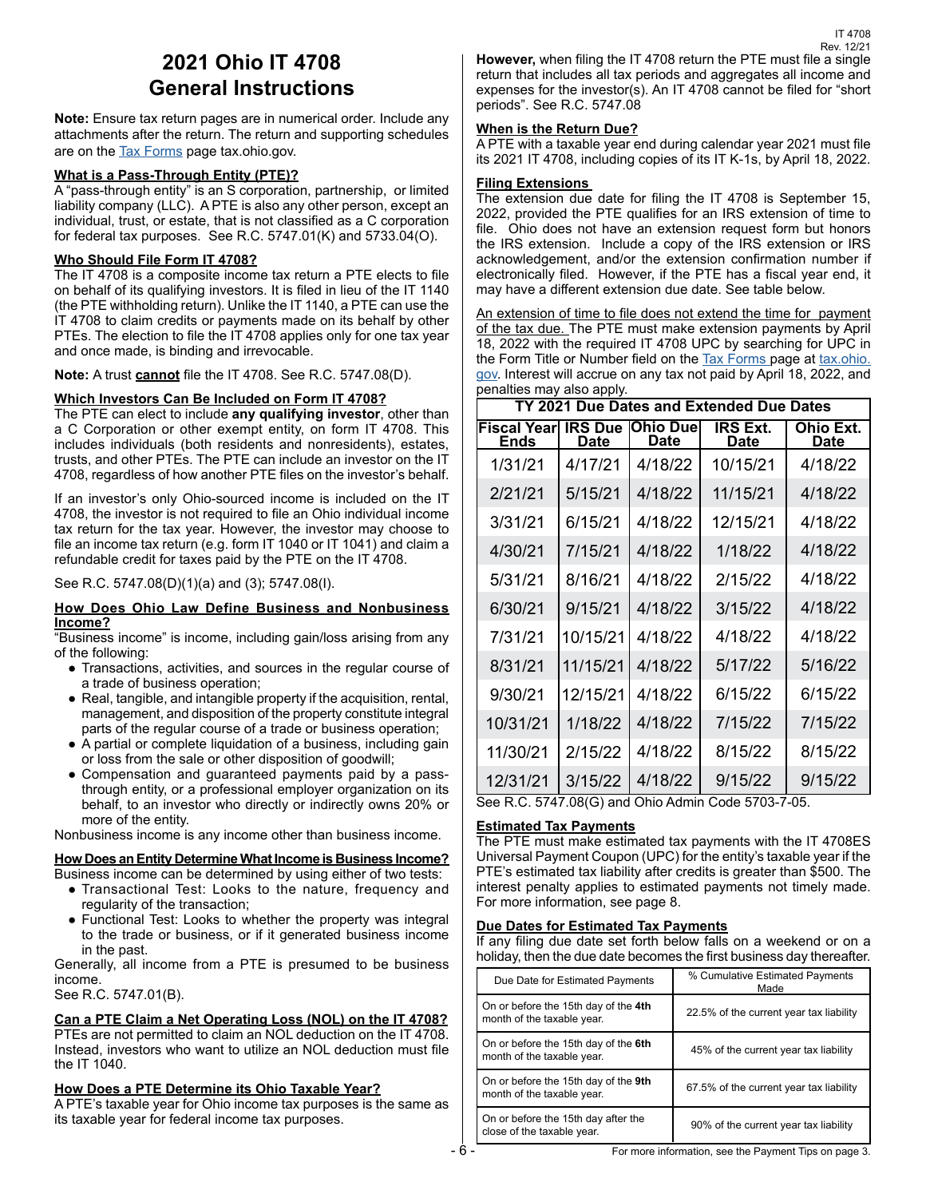# 2021 Ohio IT 4708 General Instructions

**Note:** Ensure tax return pages are in numerical order. Include any attachments after the return. The return and supporting schedules are on the Tax Forms page tax.ohio.gov.

**What is a Pass-Through Entity (PTE)?**

A "pass-through entity" is an S corporation, partnership, or limited liability company (LLC). A PTE is also any other person, except an individual, trust, or estate, that is not classified as a C corporation for federal tax purposes. See R.C. 5747.01(K) and 5733.04(O).

**Who Should File Form IT 4708?**

The IT 4708 is a composite income tax return a PTE elects to file on behalf of its qualifying investors. It is filed in lieu of the IT 1140 (the PTE withholding return). Unlike the IT 1140, a PTE can use the IT 4708 to claim credits or payments made on its behalf by other PTEs. The election to file the IT 4708 applies only for one tax year and once made, is binding and irrevocable.

**Note:** A trust **cannot** file the IT 4708. See R.C. 5747.08(D).

**Which Investors Can Be Included on Form IT 4708?**

The PTE can elect to include **any qualifying investor**, other than a C Corporation or other exempt entity, on form IT 4708. This includes individuals (both residents and nonresidents), estates, trusts, and other PTEs. The PTE can include an investor on the IT 4708, regardless of how another PTE files on the investor's behalf.

If an investor's only Ohio-sourced income is included on the IT 4708, the investor is not required to file an Ohio individual income tax return for the tax year. However, the investor may choose to file an income tax return (e.g. form IT 1040 or IT 1041) and claim a refundable credit for taxes paid by the PTE on the IT 4708.

See R.C. 5747.08(D)(1)(a) and (3); 5747.08(I).

**How Does Ohio Law Define Business and Nonbusiness Income?**

"Business income" is income, including gain/loss arising from any of the following:

- Transactions, activities, and sources in the regular course of a trade of business operation;
- Real, tangible, and intangible property if the acquisition, rental, management, and disposition of the property constitute integral parts of the regular course of a trade or business operation;
- A partial or complete liquidation of a business, including gain or loss from the sale or other disposition of goodwill;
- Compensation and guaranteed payments paid by a pass-through entity, or a professional employer organization on its behalf, to an investor who directly or indirectly owns 20% or more of the entity.

Nonbusiness income is any income other than business income.

**How Does an Entity Determine What Income is Business Income?**

Business income can be determined by using either of two tests:

- Transactional Test: Looks to the nature, frequency and regularity of the transaction;
- Functional Test: Looks to whether the property was integral to the trade or business, or if it generated business income in the past.

Generally, all income from a PTE is presumed to be business income.
See R.C. 5747.01(B).

**Can a PTE Claim a Net Operating Loss (NOL) on the IT 4708?**

PTEs are not permitted to claim an NOL deduction on the IT 4708. Instead, investors who want to utilize an NOL deduction must file the IT 1040.

**How Does a PTE Determine its Ohio Taxable Year?**

A PTE's taxable year for Ohio income tax purposes is the same as its taxable year for federal income tax purposes.

**However,** when filing the IT 4708 return the PTE must file a single return that includes all tax periods and aggregates all income and expenses for the investor(s). An IT 4708 cannot be filed for "short periods". See R.C. 5747.08

**When is the Return Due?**

A PTE with a taxable year end during calendar year 2021 must file its 2021 IT 4708, including copies of its IT K-1s, by April 18, 2022.

**Filing Extensions**

The extension due date for filing the IT 4708 is September 15, 2022, provided the PTE qualifies for an IRS extension of time to file. Ohio does not have an extension request form but honors the IRS extension. Include a copy of the IRS extension or IRS acknowledgement, and/or the extension confirmation number if electronically filed. However, if the PTE has a fiscal year end, it may have a different extension due date. See table below.

An extension of time to file does not extend the time for payment of the tax due. The PTE must make extension payments by April 18, 2022 with the required IT 4708 UPC by searching for UPC in the Form Title or Number field on the Tax Forms page at tax.ohio.gov. Interest will accrue on any tax not paid by April 18, 2022, and penalties may also apply.

**TY 2021 Due Dates and Extended Due Dates**

| Fiscal Year Ends | IRS Due Date | Ohio Due Date | IRS Ext. Date | Ohio Ext. Date |
|---|---|---|---|---|
| 1/31/21 | 4/17/21 | 4/18/22 | 10/15/21 | 4/18/22 |
| 2/21/21 | 5/15/21 | 4/18/22 | 11/15/21 | 4/18/22 |
| 3/31/21 | 6/15/21 | 4/18/22 | 12/15/21 | 4/18/22 |
| 4/30/21 | 7/15/21 | 4/18/22 | 1/18/22 | 4/18/22 |
| 5/31/21 | 8/16/21 | 4/18/22 | 2/15/22 | 4/18/22 |
| 6/30/21 | 9/15/21 | 4/18/22 | 3/15/22 | 4/18/22 |
| 7/31/21 | 10/15/21 | 4/18/22 | 4/18/22 | 4/18/22 |
| 8/31/21 | 11/15/21 | 4/18/22 | 5/17/22 | 5/16/22 |
| 9/30/21 | 12/15/21 | 4/18/22 | 6/15/22 | 6/15/22 |
| 10/31/21 | 1/18/22 | 4/18/22 | 7/15/22 | 7/15/22 |
| 11/30/21 | 2/15/22 | 4/18/22 | 8/15/22 | 8/15/22 |
| 12/31/21 | 3/15/22 | 4/18/22 | 9/15/22 | 9/15/22 |

See R.C. 5747.08(G) and Ohio Admin Code 5703-7-05.

**Estimated Tax Payments**

The PTE must make estimated tax payments with the IT 4708ES Universal Payment Coupon (UPC) for the entity's taxable year if the PTE's estimated tax liability after credits is greater than $500. The interest penalty applies to estimated payments not timely made. For more information, see page 8.

**Due Dates for Estimated Tax Payments**

If any filing due date set forth below falls on a weekend or on a holiday, then the due date becomes the first business day thereafter.

| Due Date for Estimated Payments | % Cumulative Estimated Payments Made |
|---|---|
| On or before the 15th day of the **4th** month of the taxable year. | 22.5% of the current year tax liability |
| On or before the 15th day of the **6th** month of the taxable year. | 45% of the current year tax liability |
| On or before the 15th day of the **9th** month of the taxable year. | 67.5% of the current year tax liability |
| On or before the 15th day after the close of the taxable year. | 90% of the current year tax liability |

For more information, see the Payment Tips on page 3.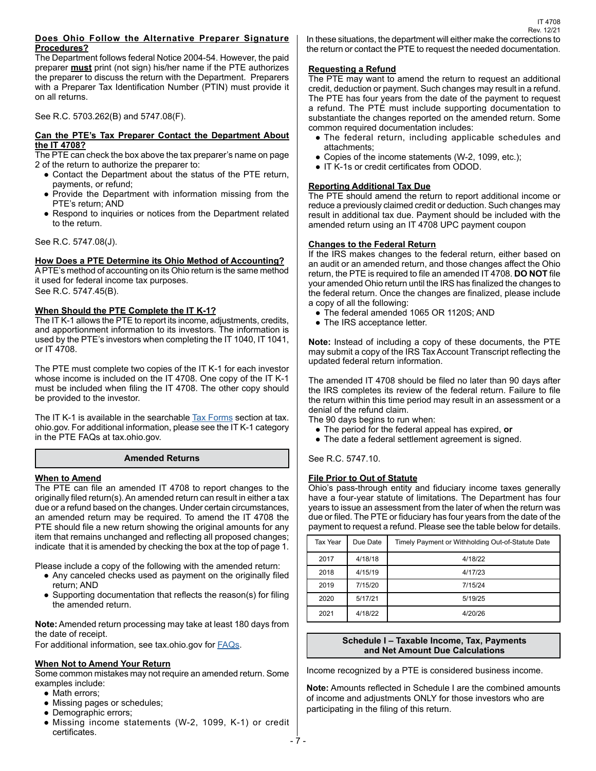### Does Ohio Follow the Alternative Preparer Signature Procedures?

The Department follows federal Notice 2004-54. However, the paid preparer **must** print (not sign) his/her name if the PTE authorizes the preparer to discuss the return with the Department. Preparers with a Preparer Tax Identification Number (PTIN) must provide it on all returns.

See R.C. 5703.262(B) and 5747.08(F).

### Can the PTE's Tax Preparer Contact the Department About the IT 4708?

The PTE can check the box above the tax preparer's name on page 2 of the return to authorize the preparer to:

- Contact the Department about the status of the PTE return, payments, or refund;
- Provide the Department with information missing from the PTE's return; AND
- Respond to inquiries or notices from the Department related to the return.

See R.C. 5747.08(J).

### How Does a PTE Determine its Ohio Method of Accounting?

A PTE's method of accounting on its Ohio return is the same method it used for federal income tax purposes.
See R.C. 5747.45(B).

### When Should the PTE Complete the IT K-1?

The IT K-1 allows the PTE to report its income, adjustments, credits, and apportionment information to its investors. The information is used by the PTE's investors when completing the IT 1040, IT 1041, or IT 4708.

The PTE must complete two copies of the IT K-1 for each investor whose income is included on the IT 4708. One copy of the IT K-1 must be included when filing the IT 4708. The other copy should be provided to the investor.

The IT K-1 is available in the searchable Tax Forms section at tax.ohio.gov. For additional information, please see the IT K-1 category in the PTE FAQs at tax.ohio.gov.

## Amended Returns

### When to Amend

The PTE can file an amended IT 4708 to report changes to the originally filed return(s). An amended return can result in either a tax due or a refund based on the changes. Under certain circumstances, an amended return may be required. To amend the IT 4708 the PTE should file a new return showing the original amounts for any item that remains unchanged and reflecting all proposed changes; indicate that it is amended by checking the box at the top of page 1.

Please include a copy of the following with the amended return:

- Any canceled checks used as payment on the originally filed return; AND
- Supporting documentation that reflects the reason(s) for filing the amended return.

**Note:** Amended return processing may take at least 180 days from the date of receipt.
For additional information, see tax.ohio.gov for FAQs.

### When Not to Amend Your Return

Some common mistakes may not require an amended return. Some examples include:

- Math errors;
- Missing pages or schedules;
- Demographic errors;
- Missing income statements (W-2, 1099, K-1) or credit certificates.

In these situations, the department will either make the corrections to the return or contact the PTE to request the needed documentation.

### Requesting a Refund

The PTE may want to amend the return to request an additional credit, deduction or payment. Such changes may result in a refund. The PTE has four years from the date of the payment to request a refund. The PTE must include supporting documentation to substantiate the changes reported on the amended return. Some common required documentation includes:

- The federal return, including applicable schedules and attachments;
- Copies of the income statements (W-2, 1099, etc.);
- IT K-1s or credit certificates from ODOD.

### Reporting Additional Tax Due

The PTE should amend the return to report additional income or reduce a previously claimed credit or deduction. Such changes may result in additional tax due. Payment should be included with the amended return using an IT 4708 UPC payment coupon

### Changes to the Federal Return

If the IRS makes changes to the federal return, either based on an audit or an amended return, and those changes affect the Ohio return, the PTE is required to file an amended IT 4708. **DO NOT** file your amended Ohio return until the IRS has finalized the changes to the federal return. Once the changes are finalized, please include a copy of all the following:

- The federal amended 1065 OR 1120S; AND
- The IRS acceptance letter.

**Note:** Instead of including a copy of these documents, the PTE may submit a copy of the IRS Tax Account Transcript reflecting the updated federal return information.

The amended IT 4708 should be filed no later than 90 days after the IRS completes its review of the federal return. Failure to file the return within this time period may result in an assessment or a denial of the refund claim.
The 90 days begins to run when:

- The period for the federal appeal has expired, **or**
- The date a federal settlement agreement is signed.

See R.C. 5747.10.

### File Prior to Out of Statute

Ohio's pass-through entity and fiduciary income taxes generally have a four-year statute of limitations. The Department has four years to issue an assessment from the later of when the return was due or filed. The PTE or fiduciary has four years from the date of the payment to request a refund. Please see the table below for details.

| Tax Year | Due Date | Timely Payment or Withholding Out-of-Statute Date |
|---|---|---|
| 2017 | 4/18/18 | 4/18/22 |
| 2018 | 4/15/19 | 4/17/23 |
| 2019 | 7/15/20 | 7/15/24 |
| 2020 | 5/17/21 | 5/19/25 |
| 2021 | 4/18/22 | 4/20/26 |

## Schedule I – Taxable Income, Tax, Payments and Net Amount Due Calculations

Income recognized by a PTE is considered business income.

**Note:** Amounts reflected in Schedule I are the combined amounts of income and adjustments ONLY for those investors who are participating in the filing of this return.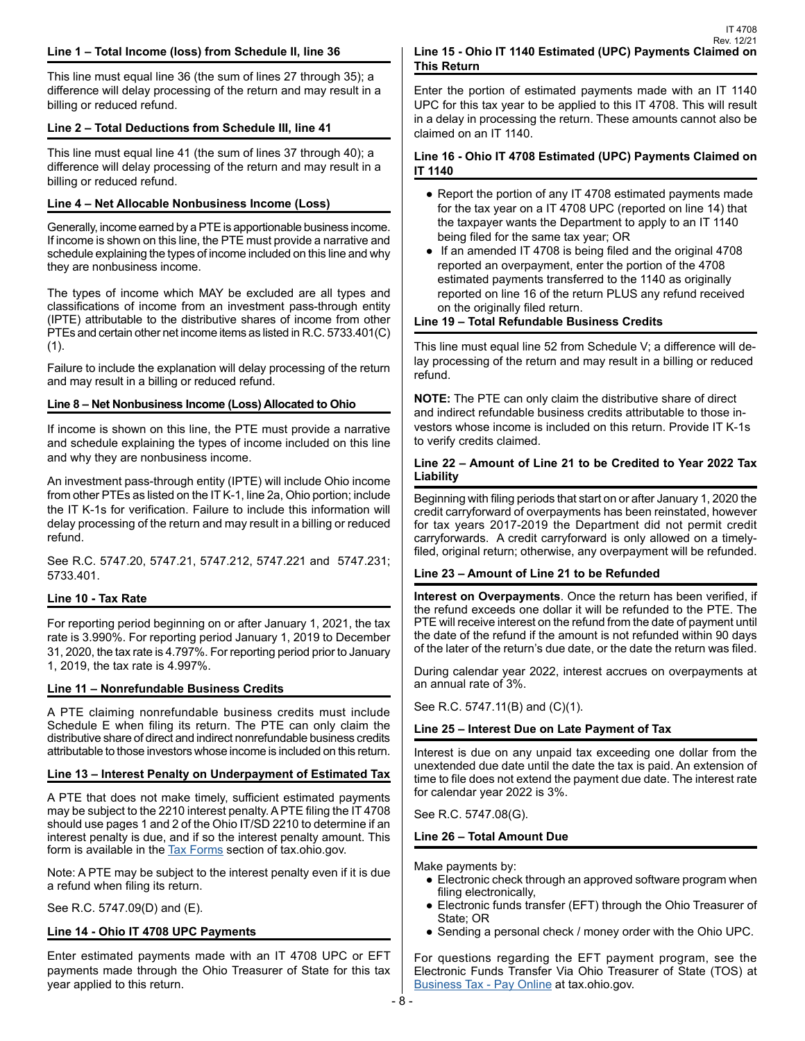#### Line 1 – Total Income (loss) from Schedule II, line 36

This line must equal line 36 (the sum of lines 27 through 35); a difference will delay processing of the return and may result in a billing or reduced refund.

#### Line 2 – Total Deductions from Schedule III, line 41

This line must equal line 41 (the sum of lines 37 through 40); a difference will delay processing of the return and may result in a billing or reduced refund.

#### Line 4 – Net Allocable Nonbusiness Income (Loss)

Generally, income earned by a PTE is apportionable business income. If income is shown on this line, the PTE must provide a narrative and schedule explaining the types of income included on this line and why they are nonbusiness income.

The types of income which MAY be excluded are all types and classifications of income from an investment pass-through entity (IPTE) attributable to the distributive shares of income from other PTEs and certain other net income items as listed in R.C. 5733.401(C)(1).

Failure to include the explanation will delay processing of the return and may result in a billing or reduced refund.

#### Line 8 – Net Nonbusiness Income (Loss) Allocated to Ohio

If income is shown on this line, the PTE must provide a narrative and schedule explaining the types of income included on this line and why they are nonbusiness income.

An investment pass-through entity (IPTE) will include Ohio income from other PTEs as listed on the IT K-1, line 2a, Ohio portion; include the IT K-1s for verification. Failure to include this information will delay processing of the return and may result in a billing or reduced refund.

See R.C. 5747.20, 5747.21, 5747.212, 5747.221 and 5747.231; 5733.401.

#### Line 10 - Tax Rate

For reporting period beginning on or after January 1, 2021, the tax rate is 3.990%. For reporting period January 1, 2019 to December 31, 2020, the tax rate is 4.797%. For reporting period prior to January 1, 2019, the tax rate is 4.997%.

#### Line 11 – Nonrefundable Business Credits

A PTE claiming nonrefundable business credits must include Schedule E when filing its return. The PTE can only claim the distributive share of direct and indirect nonrefundable business credits attributable to those investors whose income is included on this return.

#### Line 13 – Interest Penalty on Underpayment of Estimated Tax

A PTE that does not make timely, sufficient estimated payments may be subject to the 2210 interest penalty. A PTE filing the IT 4708 should use pages 1 and 2 of the Ohio IT/SD 2210 to determine if an interest penalty is due, and if so the interest penalty amount. This form is available in the Tax Forms section of tax.ohio.gov.

Note: A PTE may be subject to the interest penalty even if it is due a refund when filing its return.

See R.C. 5747.09(D) and (E).

#### Line 14 - Ohio IT 4708 UPC Payments

Enter estimated payments made with an IT 4708 UPC or EFT payments made through the Ohio Treasurer of State for this tax year applied to this return.

#### Line 15 - Ohio IT 1140 Estimated (UPC) Payments Claimed on This Return

Enter the portion of estimated payments made with an IT 1140 UPC for this tax year to be applied to this IT 4708. This will result in a delay in processing the return. These amounts cannot also be claimed on an IT 1140.

#### Line 16 - Ohio IT 4708 Estimated (UPC) Payments Claimed on IT 1140

- Report the portion of any IT 4708 estimated payments made for the tax year on a IT 4708 UPC (reported on line 14) that the taxpayer wants the Department to apply to an IT 1140 being filed for the same tax year; OR
- If an amended IT 4708 is being filed and the original 4708 reported an overpayment, enter the portion of the 4708 estimated payments transferred to the 1140 as originally reported on line 16 of the return PLUS any refund received on the originally filed return.

#### Line 19 – Total Refundable Business Credits

This line must equal line 52 from Schedule V; a difference will delay processing of the return and may result in a billing or reduced refund.

**NOTE:** The PTE can only claim the distributive share of direct and indirect refundable business credits attributable to those investors whose income is included on this return. Provide IT K-1s to verify credits claimed.

#### Line 22 – Amount of Line 21 to be Credited to Year 2022 Tax Liability

Beginning with filing periods that start on or after January 1, 2020 the credit carryforward of overpayments has been reinstated, however for tax years 2017-2019 the Department did not permit credit carryforwards. A credit carryforward is only allowed on a timely-filed, original return; otherwise, any overpayment will be refunded.

#### Line 23 – Amount of Line 21 to be Refunded

**Interest on Overpayments**. Once the return has been verified, if the refund exceeds one dollar it will be refunded to the PTE. The PTE will receive interest on the refund from the date of payment until the date of the refund if the amount is not refunded within 90 days of the later of the return's due date, or the date the return was filed.

During calendar year 2022, interest accrues on overpayments at an annual rate of 3%.

See R.C. 5747.11(B) and (C)(1).

#### Line 25 – Interest Due on Late Payment of Tax

Interest is due on any unpaid tax exceeding one dollar from the unextended due date until the date the tax is paid. An extension of time to file does not extend the payment due date. The interest rate for calendar year 2022 is 3%.

See R.C. 5747.08(G).

#### Line 26 – Total Amount Due

Make payments by:

- Electronic check through an approved software program when filing electronically,
- Electronic funds transfer (EFT) through the Ohio Treasurer of State; OR
- Sending a personal check / money order with the Ohio UPC.

For questions regarding the EFT payment program, see the Electronic Funds Transfer Via Ohio Treasurer of State (TOS) at Business Tax - Pay Online at tax.ohio.gov.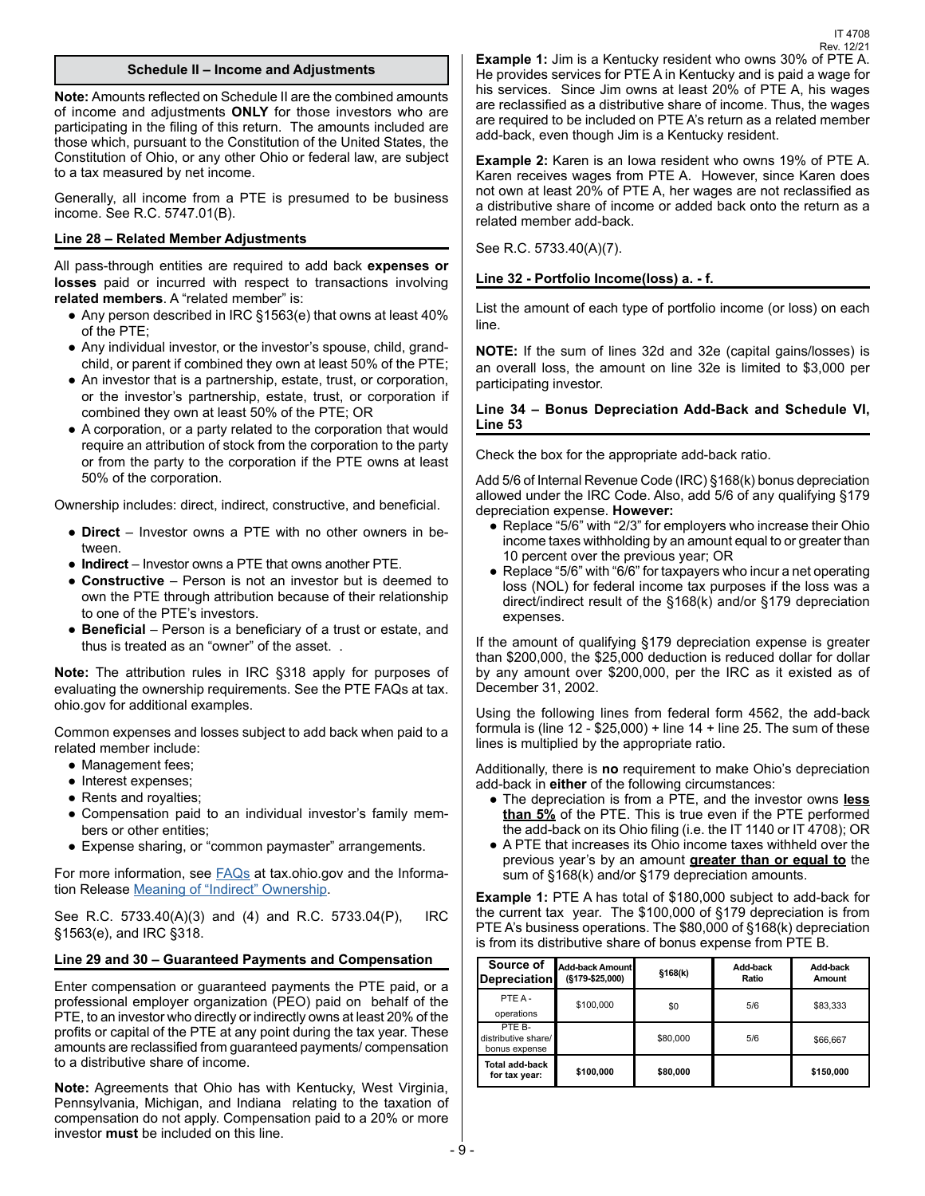## Schedule II – Income and Adjustments

**Note:** Amounts reflected on Schedule II are the combined amounts of income and adjustments **ONLY** for those investors who are participating in the filing of this return. The amounts included are those which, pursuant to the Constitution of the United States, the Constitution of Ohio, or any other Ohio or federal law, are subject to a tax measured by net income.

Generally, all income from a PTE is presumed to be business income. See R.C. 5747.01(B).

### Line 28 – Related Member Adjustments

All pass-through entities are required to add back **expenses or losses** paid or incurred with respect to transactions involving **related members**. A "related member" is:

- Any person described in IRC §1563(e) that owns at least 40% of the PTE;
- Any individual investor, or the investor's spouse, child, grandchild, or parent if combined they own at least 50% of the PTE;
- An investor that is a partnership, estate, trust, or corporation, or the investor's partnership, estate, trust, or corporation if combined they own at least 50% of the PTE; OR
- A corporation, or a party related to the corporation that would require an attribution of stock from the corporation to the party or from the party to the corporation if the PTE owns at least 50% of the corporation.

Ownership includes: direct, indirect, constructive, and beneficial.

- **Direct** – Investor owns a PTE with no other owners in between.
- **Indirect** – Investor owns a PTE that owns another PTE.
- **Constructive** – Person is not an investor but is deemed to own the PTE through attribution because of their relationship to one of the PTE's investors.
- **Beneficial** – Person is a beneficiary of a trust or estate, and thus is treated as an "owner" of the asset. .

**Note:** The attribution rules in IRC §318 apply for purposes of evaluating the ownership requirements. See the PTE FAQs at tax.ohio.gov for additional examples.

Common expenses and losses subject to add back when paid to a related member include:

- Management fees;
- Interest expenses;
- Rents and royalties;
- Compensation paid to an individual investor's family members or other entities;
- Expense sharing, or "common paymaster" arrangements.

For more information, see FAQs at tax.ohio.gov and the Information Release Meaning of "Indirect" Ownership.

See R.C. 5733.40(A)(3) and (4) and R.C. 5733.04(P), IRC §1563(e), and IRC §318.

### Line 29 and 30 – Guaranteed Payments and Compensation

Enter compensation or guaranteed payments the PTE paid, or a professional employer organization (PEO) paid on behalf of the PTE, to an investor who directly or indirectly owns at least 20% of the profits or capital of the PTE at any point during the tax year. These amounts are reclassified from guaranteed payments/ compensation to a distributive share of income.

**Note:** Agreements that Ohio has with Kentucky, West Virginia, Pennsylvania, Michigan, and Indiana relating to the taxation of compensation do not apply. Compensation paid to a 20% or more investor **must** be included on this line.

**Example 1:** Jim is a Kentucky resident who owns 30% of PTE A. He provides services for PTE A in Kentucky and is paid a wage for his services. Since Jim owns at least 20% of PTE A, his wages are reclassified as a distributive share of income. Thus, the wages are required to be included on PTE A's return as a related member add-back, even though Jim is a Kentucky resident.

**Example 2:** Karen is an Iowa resident who owns 19% of PTE A. Karen receives wages from PTE A. However, since Karen does not own at least 20% of PTE A, her wages are not reclassified as a distributive share of income or added back onto the return as a related member add-back.

See R.C. 5733.40(A)(7).

### Line 32 - Portfolio Income(loss) a. - f.

List the amount of each type of portfolio income (or loss) on each line.

**NOTE:** If the sum of lines 32d and 32e (capital gains/losses) is an overall loss, the amount on line 32e is limited to $3,000 per participating investor.

### Line 34 – Bonus Depreciation Add-Back and Schedule VI, Line 53

Check the box for the appropriate add-back ratio.

Add 5/6 of Internal Revenue Code (IRC) §168(k) bonus depreciation allowed under the IRC Code. Also, add 5/6 of any qualifying §179 depreciation expense. **However:**

- Replace "5/6" with "2/3" for employers who increase their Ohio income taxes withholding by an amount equal to or greater than 10 percent over the previous year; OR
- Replace "5/6" with "6/6" for taxpayers who incur a net operating loss (NOL) for federal income tax purposes if the loss was a direct/indirect result of the §168(k) and/or §179 depreciation expenses.

If the amount of qualifying §179 depreciation expense is greater than $200,000, the $25,000 deduction is reduced dollar for dollar by any amount over $200,000, per the IRC as it existed as of December 31, 2002.

Using the following lines from federal form 4562, the add-back formula is (line 12 - $25,000) + line 14 + line 25. The sum of these lines is multiplied by the appropriate ratio.

Additionally, there is **no** requirement to make Ohio's depreciation add-back in **either** of the following circumstances:

- The depreciation is from a PTE, and the investor owns **less than 5%** of the PTE. This is true even if the PTE performed the add-back on its Ohio filing (i.e. the IT 1140 or IT 4708); OR
- A PTE that increases its Ohio income taxes withheld over the previous year's by an amount **greater than or equal to** the sum of §168(k) and/or §179 depreciation amounts.

**Example 1:** PTE A has total of $180,000 subject to add-back for the current tax year. The $100,000 of §179 depreciation is from PTE A's business operations. The $80,000 of §168(k) depreciation is from its distributive share of bonus expense from PTE B.

| Source of Depreciation | Add-back Amount (§179-$25,000) | §168(k) | Add-back Ratio | Add-back Amount |
|---|---|---|---|---|
| PTE A - operations | $100,000 | $0 | 5/6 | $83,333 |
| PTE B- distributive share/ bonus expense | | $80,000 | 5/6 | $66,667 |
| **Total add-back for tax year:** | **$100,000** | **$80,000** | | **$150,000** |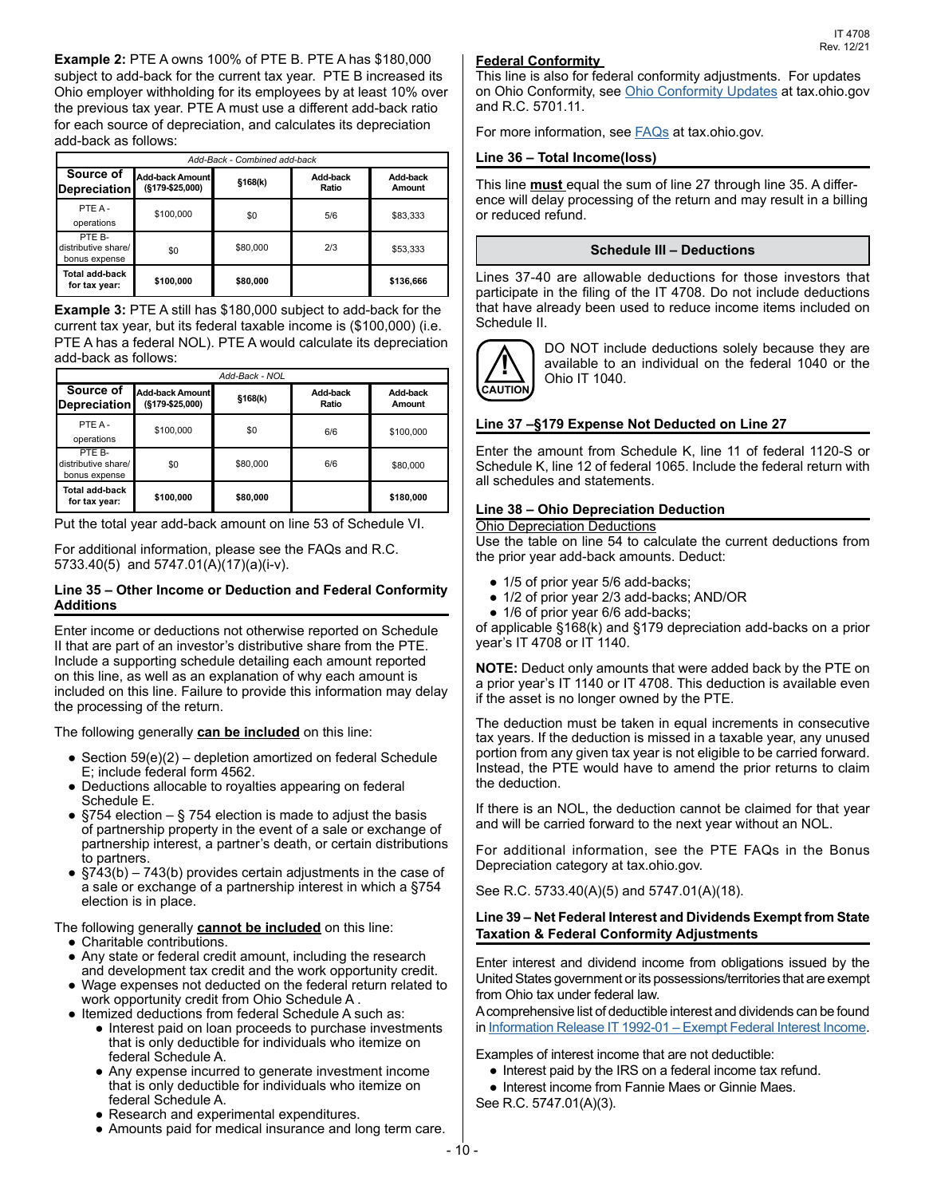**Example 2:** PTE A owns 100% of PTE B. PTE A has $180,000 subject to add-back for the current tax year. PTE B increased its Ohio employer withholding for its employees by at least 10% over the previous tax year. PTE A must use a different add-back ratio for each source of depreciation, and calculates its depreciation add-back as follows:

| *Add-Back - Combined add-back* | | | | |
|---|---|---|---|---|
| **Source of Depreciation** | **Add-back Amount (§179-$25,000)** | **§168(k)** | **Add-back Ratio** | **Add-back Amount** |
| PTE A - operations | $100,000 | $0 | 5/6 | $83,333 |
| PTE B- distributive share/ bonus expense | $0 | $80,000 | 2/3 | $53,333 |
| **Total add-back for tax year:** | **$100,000** | **$80,000** | | **$136,666** |

**Example 3:** PTE A still has $180,000 subject to add-back for the current tax year, but its federal taxable income is ($100,000) (i.e. PTE A has a federal NOL). PTE A would calculate its depreciation add-back as follows:

| *Add-Back - NOL* | | | | |
|---|---|---|---|---|
| **Source of Depreciation** | **Add-back Amount (§179-$25,000)** | **§168(k)** | **Add-back Ratio** | **Add-back Amount** |
| PTE A - operations | $100,000 | $0 | 6/6 | $100,000 |
| PTE B- distributive share/ bonus expense | $0 | $80,000 | 6/6 | $80,000 |
| **Total add-back for tax year:** | **$100,000** | **$80,000** | | **$180,000** |

Put the total year add-back amount on line 53 of Schedule VI.

For additional information, please see the FAQs and R.C. 5733.40(5) and 5747.01(A)(17)(a)(i-v).

### Line 35 – Other Income or Deduction and Federal Conformity Additions

Enter income or deductions not otherwise reported on Schedule II that are part of an investor's distributive share from the PTE. Include a supporting schedule detailing each amount reported on this line, as well as an explanation of why each amount is included on this line. Failure to provide this information may delay the processing of the return.

The following generally **can be included** on this line:

- Section 59(e)(2) – depletion amortized on federal Schedule E; include federal form 4562.
- Deductions allocable to royalties appearing on federal Schedule E.
- §754 election – § 754 election is made to adjust the basis of partnership property in the event of a sale or exchange of partnership interest, a partner's death, or certain distributions to partners.
- §743(b) – 743(b) provides certain adjustments in the case of a sale or exchange of a partnership interest in which a §754 election is in place.

The following generally **cannot be included** on this line:

- Charitable contributions.
- Any state or federal credit amount, including the research and development tax credit and the work opportunity credit.
- Wage expenses not deducted on the federal return related to work opportunity credit from Ohio Schedule A .
- Itemized deductions from federal Schedule A such as:
  - Interest paid on loan proceeds to purchase investments that is only deductible for individuals who itemize on federal Schedule A.
  - Any expense incurred to generate investment income that is only deductible for individuals who itemize on federal Schedule A.
  - Research and experimental expenditures.
  - Amounts paid for medical insurance and long term care.

**Federal Conformity**

This line is also for federal conformity adjustments. For updates on Ohio Conformity, see Ohio Conformity Updates at tax.ohio.gov and R.C. 5701.11.

For more information, see FAQs at tax.ohio.gov.

### Line 36 – Total Income(loss)

This line **must** equal the sum of line 27 through line 35. A difference will delay processing of the return and may result in a billing or reduced refund.

## Schedule III – Deductions

Lines 37-40 are allowable deductions for those investors that participate in the filing of the IT 4708. Do not include deductions that have already been used to reduce income items included on Schedule II.

**CAUTION:** DO NOT include deductions solely because they are available to an individual on the federal 1040 or the Ohio IT 1040.

### Line 37 –§179 Expense Not Deducted on Line 27

Enter the amount from Schedule K, line 11 of federal 1120-S or Schedule K, line 12 of federal 1065. Include the federal return with all schedules and statements.

### Line 38 – Ohio Depreciation Deduction

Ohio Depreciation Deductions

Use the table on line 54 to calculate the current deductions from the prior year add-back amounts. Deduct:

- 1/5 of prior year 5/6 add-backs;
- 1/2 of prior year 2/3 add-backs; AND/OR
- 1/6 of prior year 6/6 add-backs;

of applicable §168(k) and §179 depreciation add-backs on a prior year's IT 4708 or IT 1140.

**NOTE:** Deduct only amounts that were added back by the PTE on a prior year's IT 1140 or IT 4708. This deduction is available even if the asset is no longer owned by the PTE.

The deduction must be taken in equal increments in consecutive tax years. If the deduction is missed in a taxable year, any unused portion from any given tax year is not eligible to be carried forward. Instead, the PTE would have to amend the prior returns to claim the deduction.

If there is an NOL, the deduction cannot be claimed for that year and will be carried forward to the next year without an NOL.

For additional information, see the PTE FAQs in the Bonus Depreciation category at tax.ohio.gov.

See R.C. 5733.40(A)(5) and 5747.01(A)(18).

### Line 39 – Net Federal Interest and Dividends Exempt from State Taxation & Federal Conformity Adjustments

Enter interest and dividend income from obligations issued by the United States government or its possessions/territories that are exempt from Ohio tax under federal law.

A comprehensive list of deductible interest and dividends can be found in Information Release IT 1992-01 – Exempt Federal Interest Income.

Examples of interest income that are not deductible:

- Interest paid by the IRS on a federal income tax refund.
- Interest income from Fannie Maes or Ginnie Maes.

See R.C. 5747.01(A)(3).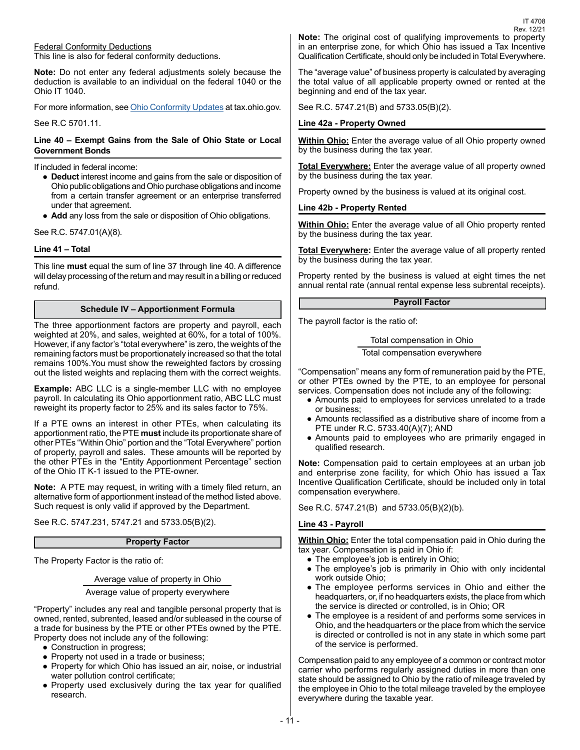Federal Conformity Deductions

This line is also for federal conformity deductions.

**Note:** Do not enter any federal adjustments solely because the deduction is available to an individual on the federal 1040 or the Ohio IT 1040.

For more information, see Ohio Conformity Updates at tax.ohio.gov.

See R.C 5701.11.

**Line 40 – Exempt Gains from the Sale of Ohio State or Local Government Bonds**

If included in federal income:

- **Deduct** interest income and gains from the sale or disposition of Ohio public obligations and Ohio purchase obligations and income from a certain transfer agreement or an enterprise transferred under that agreement.
- **Add** any loss from the sale or disposition of Ohio obligations.

See R.C. 5747.01(A)(8).

**Line 41 – Total**

This line **must** equal the sum of line 37 through line 40. A difference will delay processing of the return and may result in a billing or reduced refund.

## Schedule IV – Apportionment Formula

The three apportionment factors are property and payroll, each weighted at 20%, and sales, weighted at 60%, for a total of 100%. However, if any factor's "total everywhere" is zero, the weights of the remaining factors must be proportionately increased so that the total remains 100%.You must show the reweighted factors by crossing out the listed weights and replacing them with the correct weights.

**Example:** ABC LLC is a single-member LLC with no employee payroll. In calculating its Ohio apportionment ratio, ABC LLC must reweight its property factor to 25% and its sales factor to 75%.

If a PTE owns an interest in other PTEs, when calculating its apportionment ratio, the PTE **must** include its proportionate share of other PTEs "Within Ohio" portion and the "Total Everywhere" portion of property, payroll and sales. These amounts will be reported by the other PTEs in the "Entity Apportionment Percentage" section of the Ohio IT K-1 issued to the PTE-owner.

**Note:** A PTE may request, in writing with a timely filed return, an alternative form of apportionment instead of the method listed above. Such request is only valid if approved by the Department.

See R.C. 5747.231, 5747.21 and 5733.05(B)(2).

### Property Factor

The Property Factor is the ratio of:

$$\frac{\text{Average value of property in Ohio}}{\text{Average value of property everywhere}}$$

"Property" includes any real and tangible personal property that is owned, rented, subrented, leased and/or subleased in the course of a trade for business by the PTE or other PTEs owned by the PTE. Property does not include any of the following:

- Construction in progress;
- Property not used in a trade or business;
- Property for which Ohio has issued an air, noise, or industrial water pollution control certificate;
- Property used exclusively during the tax year for qualified research.

**Note:** The original cost of qualifying improvements to property in an enterprise zone, for which Ohio has issued a Tax Incentive Qualification Certificate, should only be included in Total Everywhere.

The "average value" of business property is calculated by averaging the total value of all applicable property owned or rented at the beginning and end of the tax year.

See R.C. 5747.21(B) and 5733.05(B)(2).

**Line 42a - Property Owned**

**Within Ohio:** Enter the average value of all Ohio property owned by the business during the tax year.

**Total Everywhere:** Enter the average value of all property owned by the business during the tax year.

Property owned by the business is valued at its original cost.

**Line 42b - Property Rented**

**Within Ohio:** Enter the average value of all Ohio property rented by the business during the tax year.

**Total Everywhere:** Enter the average value of all property rented by the business during the tax year.

Property rented by the business is valued at eight times the net annual rental rate (annual rental expense less subrental receipts).

### Payroll Factor

The payroll factor is the ratio of:

$$\frac{\text{Total compensation in Ohio}}{\text{Total compensation everywhere}}$$

"Compensation" means any form of remuneration paid by the PTE, or other PTEs owned by the PTE, to an employee for personal services. Compensation does not include any of the following:

- Amounts paid to employees for services unrelated to a trade or business;
- Amounts reclassified as a distributive share of income from a PTE under R.C. 5733.40(A)(7); AND
- Amounts paid to employees who are primarily engaged in qualified research.

**Note:** Compensation paid to certain employees at an urban job and enterprise zone facility, for which Ohio has issued a Tax Incentive Qualification Certificate, should be included only in total compensation everywhere.

See R.C. 5747.21(B) and 5733.05(B)(2)(b).

**Line 43 - Payroll**

**Within Ohio:** Enter the total compensation paid in Ohio during the tax year. Compensation is paid in Ohio if:

- The employee's job is entirely in Ohio;
- The employee's job is primarily in Ohio with only incidental work outside Ohio;
- The employee performs services in Ohio and either the headquarters, or, if no headquarters exists, the place from which the service is directed or controlled, is in Ohio; OR
- The employee is a resident of and performs some services in Ohio, and the headquarters or the place from which the service is directed or controlled is not in any state in which some part of the service is performed.

Compensation paid to any employee of a common or contract motor carrier who performs regularly assigned duties in more than one state should be assigned to Ohio by the ratio of mileage traveled by the employee in Ohio to the total mileage traveled by the employee everywhere during the taxable year.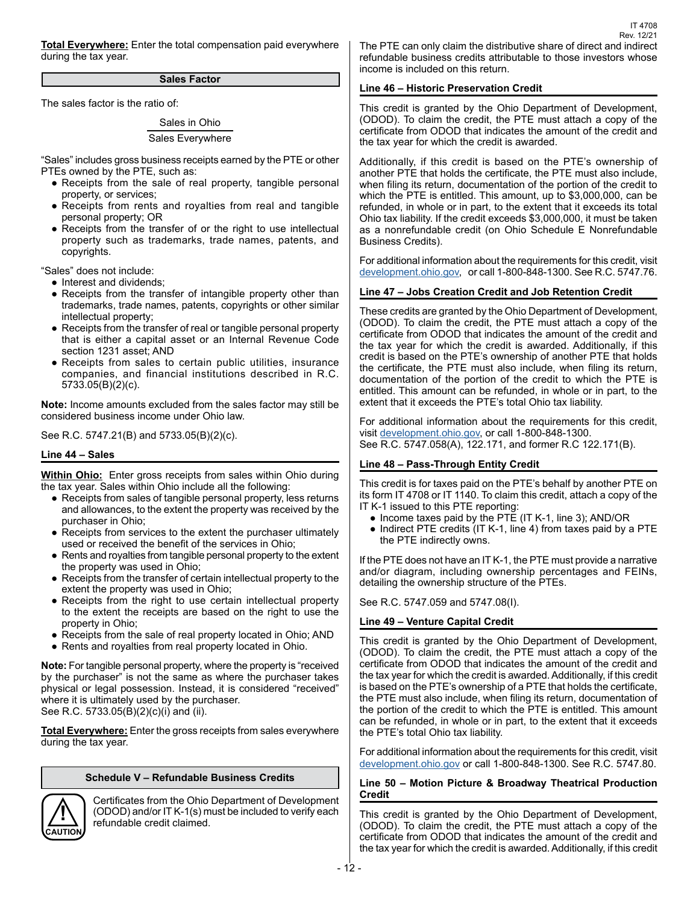**Total Everywhere:** Enter the total compensation paid everywhere during the tax year.

## Sales Factor

The sales factor is the ratio of:

$$\frac{\text{Sales in Ohio}}{\text{Sales Everywhere}}$$

"Sales" includes gross business receipts earned by the PTE or other PTEs owned by the PTE, such as:

- Receipts from the sale of real property, tangible personal property, or services;
- Receipts from rents and royalties from real and tangible personal property; OR
- Receipts from the transfer of or the right to use intellectual property such as trademarks, trade names, patents, and copyrights.

"Sales" does not include:

- Interest and dividends;
- Receipts from the transfer of intangible property other than trademarks, trade names, patents, copyrights or other similar intellectual property;
- Receipts from the transfer of real or tangible personal property that is either a capital asset or an Internal Revenue Code section 1231 asset; AND
- Receipts from sales to certain public utilities, insurance companies, and financial institutions described in R.C. 5733.05(B)(2)(c).

**Note:** Income amounts excluded from the sales factor may still be considered business income under Ohio law.

See R.C. 5747.21(B) and 5733.05(B)(2)(c).

### Line 44 – Sales

**Within Ohio:** Enter gross receipts from sales within Ohio during the tax year. Sales within Ohio include all the following:

- Receipts from sales of tangible personal property, less returns and allowances, to the extent the property was received by the purchaser in Ohio;
- Receipts from services to the extent the purchaser ultimately used or received the benefit of the services in Ohio;
- Rents and royalties from tangible personal property to the extent the property was used in Ohio;
- Receipts from the transfer of certain intellectual property to the extent the property was used in Ohio;
- Receipts from the right to use certain intellectual property to the extent the receipts are based on the right to use the property in Ohio;
- Receipts from the sale of real property located in Ohio; AND
- Rents and royalties from real property located in Ohio.

**Note:** For tangible personal property, where the property is "received by the purchaser" is not the same as where the purchaser takes physical or legal possession. Instead, it is considered "received" where it is ultimately used by the purchaser.
See R.C. 5733.05(B)(2)(c)(i) and (ii).

**Total Everywhere:** Enter the gross receipts from sales everywhere during the tax year.

## Schedule V – Refundable Business Credits

**CAUTION:** Certificates from the Ohio Department of Development (ODOD) and/or IT K-1(s) must be included to verify each refundable credit claimed.

The PTE can only claim the distributive share of direct and indirect refundable business credits attributable to those investors whose income is included on this return.

### Line 46 – Historic Preservation Credit

This credit is granted by the Ohio Department of Development, (ODOD). To claim the credit, the PTE must attach a copy of the certificate from ODOD that indicates the amount of the credit and the tax year for which the credit is awarded.

Additionally, if this credit is based on the PTE's ownership of another PTE that holds the certificate, the PTE must also include, when filing its return, documentation of the portion of the credit to which the PTE is entitled. This amount, up to $3,000,000, can be refunded, in whole or in part, to the extent that it exceeds its total Ohio tax liability. If the credit exceeds $3,000,000, it must be taken as a nonrefundable credit (on Ohio Schedule E Nonrefundable Business Credits).

For additional information about the requirements for this credit, visit development.ohio.gov, or call 1-800-848-1300. See R.C. 5747.76.

### Line 47 – Jobs Creation Credit and Job Retention Credit

These credits are granted by the Ohio Department of Development, (ODOD). To claim the credit, the PTE must attach a copy of the certificate from ODOD that indicates the amount of the credit and the tax year for which the credit is awarded. Additionally, if this credit is based on the PTE's ownership of another PTE that holds the certificate, the PTE must also include, when filing its return, documentation of the portion of the credit to which the PTE is entitled. This amount can be refunded, in whole or in part, to the extent that it exceeds the PTE's total Ohio tax liability.

For additional information about the requirements for this credit, visit development.ohio.gov, or call 1-800-848-1300.
See R.C. 5747.058(A), 122.171, and former R.C 122.171(B).

### Line 48 – Pass-Through Entity Credit

This credit is for taxes paid on the PTE's behalf by another PTE on its form IT 4708 or IT 1140. To claim this credit, attach a copy of the IT K-1 issued to this PTE reporting:

- Income taxes paid by the PTE (IT K-1, line 3); AND/OR
- Indirect PTE credits (IT K-1, line 4) from taxes paid by a PTE the PTE indirectly owns.

If the PTE does not have an IT K-1, the PTE must provide a narrative and/or diagram, including ownership percentages and FEINs, detailing the ownership structure of the PTEs.

See R.C. 5747.059 and 5747.08(I).

### Line 49 – Venture Capital Credit

This credit is granted by the Ohio Department of Development, (ODOD). To claim the credit, the PTE must attach a copy of the certificate from ODOD that indicates the amount of the credit and the tax year for which the credit is awarded. Additionally, if this credit is based on the PTE's ownership of a PTE that holds the certificate, the PTE must also include, when filing its return, documentation of the portion of the credit to which the PTE is entitled. This amount can be refunded, in whole or in part, to the extent that it exceeds the PTE's total Ohio tax liability.

For additional information about the requirements for this credit, visit development.ohio.gov or call 1-800-848-1300. See R.C. 5747.80.

### Line 50 – Motion Picture & Broadway Theatrical Production Credit

This credit is granted by the Ohio Department of Development, (ODOD). To claim the credit, the PTE must attach a copy of the certificate from ODOD that indicates the amount of the credit and the tax year for which the credit is awarded. Additionally, if this credit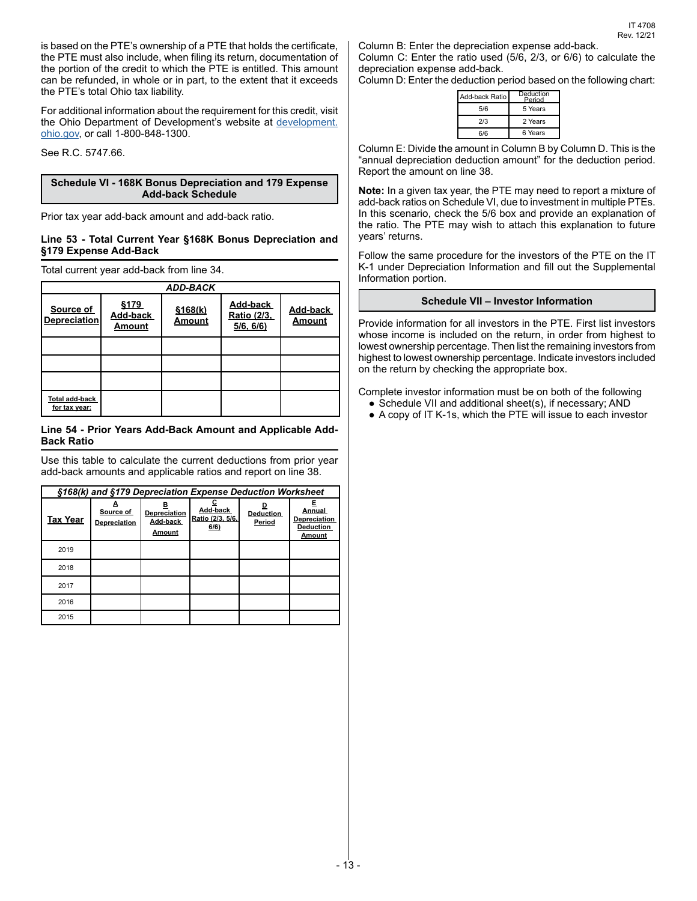is based on the PTE's ownership of a PTE that holds the certificate, the PTE must also include, when filing its return, documentation of the portion of the credit to which the PTE is entitled. This amount can be refunded, in whole or in part, to the extent that it exceeds the PTE's total Ohio tax liability.

For additional information about the requirement for this credit, visit the Ohio Department of Development's website at development.ohio.gov, or call 1-800-848-1300.

See R.C. 5747.66.

## Schedule VI - 168K Bonus Depreciation and 179 Expense Add-back Schedule

Prior tax year add-back amount and add-back ratio.

### Line 53 - Total Current Year §168K Bonus Depreciation and §179 Expense Add-Back

Total current year add-back from line 34.

| *ADD-BACK* | | | | |
|---|---|---|---|---|
| Source of Depreciation | §179 Add-back Amount | §168(k) Amount | Add-back Ratio (2/3, 5/6, 6/6) | Add-back Amount |
| | | | | |
| | | | | |
| | | | | |
| Total add-back for tax year: | | | | |

### Line 54 - Prior Years Add-Back Amount and Applicable Add-Back Ratio

Use this table to calculate the current deductions from prior year add-back amounts and applicable ratios and report on line 38.

| *§168(k) and §179 Depreciation Expense Deduction Worksheet* | | | | | |
|---|---|---|---|---|---|
| Tax Year | A Source of Depreciation | B Depreciation Add-back Amount | C Add-back Ratio (2/3, 5/6, 6/6) | D Deduction Period | E Annual Depreciation Deduction Amount |
| 2019 | | | | | |
| 2018 | | | | | |
| 2017 | | | | | |
| 2016 | | | | | |
| 2015 | | | | | |

Column B: Enter the depreciation expense add-back.
Column C: Enter the ratio used (5/6, 2/3, or 6/6) to calculate the depreciation expense add-back.
Column D: Enter the deduction period based on the following chart:

| Add-back Ratio | Deduction Period |
|---|---|
| 5/6 | 5 Years |
| 2/3 | 2 Years |
| 6/6 | 6 Years |

Column E: Divide the amount in Column B by Column D. This is the "annual depreciation deduction amount" for the deduction period. Report the amount on line 38.

**Note:** In a given tax year, the PTE may need to report a mixture of add-back ratios on Schedule VI, due to investment in multiple PTEs. In this scenario, check the 5/6 box and provide an explanation of the ratio. The PTE may wish to attach this explanation to future years' returns.

Follow the same procedure for the investors of the PTE on the IT K-1 under Depreciation Information and fill out the Supplemental Information portion.

## Schedule VII – Investor Information

Provide information for all investors in the PTE. First list investors whose income is included on the return, in order from highest to lowest ownership percentage. Then list the remaining investors from highest to lowest ownership percentage. Indicate investors included on the return by checking the appropriate box.

Complete investor information must be on both of the following

- Schedule VII and additional sheet(s), if necessary; AND
- A copy of IT K-1s, which the PTE will issue to each investor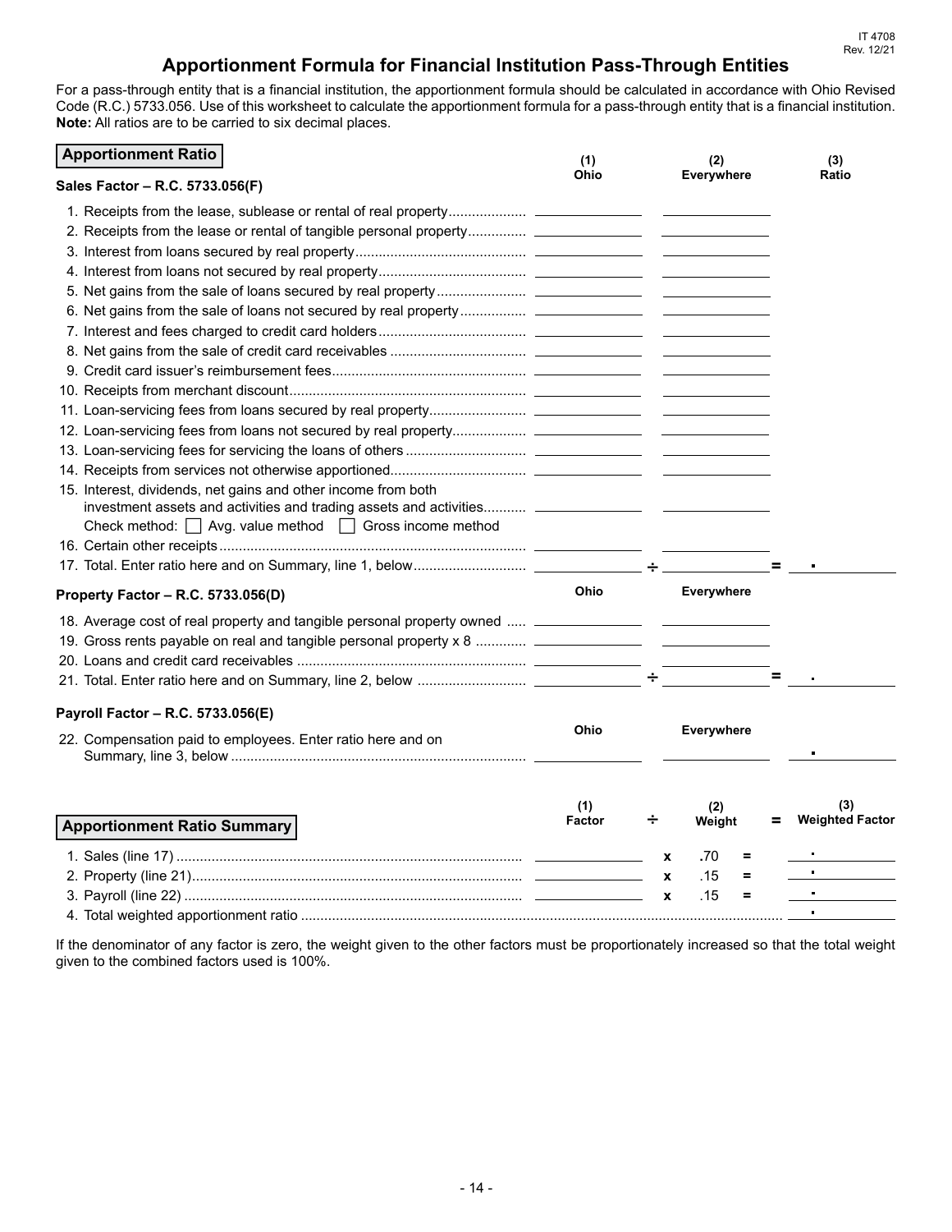# Apportionment Formula for Financial Institution Pass-Through Entities

For a pass-through entity that is a financial institution, the apportionment formula should be calculated in accordance with Ohio Revised Code (R.C.) 5733.056. Use of this worksheet to calculate the apportionment formula for a pass-through entity that is a financial institution. **Note:** All ratios are to be carried to six decimal places.

## Apportionment Ratio

| Sales Factor – R.C. 5733.056(F) | (1) Ohio | | (2) Everywhere | | (3) Ratio |
|---|---|---|---|---|---|
| 1. Receipts from the lease, sublease or rental of real property | | | | | |
| 2. Receipts from the lease or rental of tangible personal property | | | | | |
| 3. Interest from loans secured by real property | | | | | |
| 4. Interest from loans not secured by real property | | | | | |
| 5. Net gains from the sale of loans secured by real property | | | | | |
| 6. Net gains from the sale of loans not secured by real property | | | | | |
| 7. Interest and fees charged to credit card holders | | | | | |
| 8. Net gains from the sale of credit card receivables | | | | | |
| 9. Credit card issuer's reimbursement fees | | | | | |
| 10. Receipts from merchant discount | | | | | |
| 11. Loan-servicing fees from loans secured by real property | | | | | |
| 12. Loan-servicing fees from loans not secured by real property | | | | | |
| 13. Loan-servicing fees for servicing the loans of others | | | | | |
| 14. Receipts from services not otherwise apportioned | | | | | |
| 15. Interest, dividends, net gains and other income from both investment assets and activities and trading assets and activities<br>Check method: ☐ Avg. value method ☐ Gross income method | | | | | |
| 16. Certain other receipts | | | | | |
| 17. Total. Enter ratio here and on Summary, line 1, below | | ÷ | | = | . |

| Property Factor – R.C. 5733.056(D) | Ohio | | Everywhere | | |
|---|---|---|---|---|---|
| 18. Average cost of real property and tangible personal property owned | | | | | |
| 19. Gross rents payable on real and tangible personal property x 8 | | | | | |
| 20. Loans and credit card receivables | | | | | |
| 21. Total. Enter ratio here and on Summary, line 2, below | | ÷ | | = | . |

| Payroll Factor – R.C. 5733.056(E) | Ohio | Everywhere | |
|---|---|---|---|
| 22. Compensation paid to employees. Enter ratio here and on Summary, line 3, below | | | . |

## Apportionment Ratio Summary

| | (1) Factor | ÷ | (2) Weight | = | (3) Weighted Factor |
|---|---|---|---|---|---|
| 1. Sales (line 17) | | x | .70 | = | . |
| 2. Property (line 21) | | x | .15 | = | . |
| 3. Payroll (line 22) | | x | .15 | = | . |
| 4. Total weighted apportionment ratio | | | | | . |

If the denominator of any factor is zero, the weight given to the other factors must be proportionately increased so that the total weight given to the combined factors used is 100%.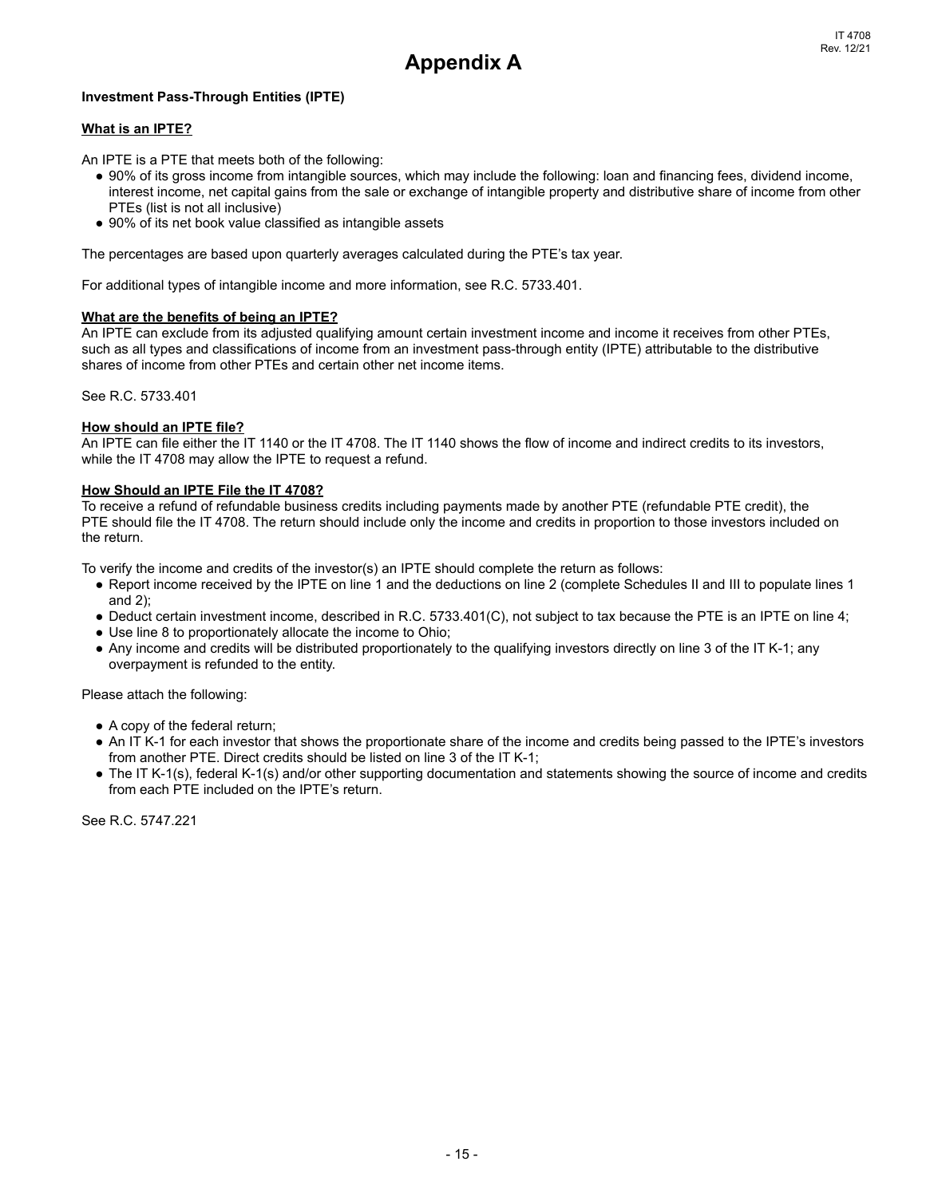# Appendix A

**Investment Pass-Through Entities (IPTE)**

**What is an IPTE?**

An IPTE is a PTE that meets both of the following:

- 90% of its gross income from intangible sources, which may include the following: loan and financing fees, dividend income, interest income, net capital gains from the sale or exchange of intangible property and distributive share of income from other PTEs (list is not all inclusive)
- 90% of its net book value classified as intangible assets

The percentages are based upon quarterly averages calculated during the PTE's tax year.

For additional types of intangible income and more information, see R.C. 5733.401.

**What are the benefits of being an IPTE?**

An IPTE can exclude from its adjusted qualifying amount certain investment income and income it receives from other PTEs, such as all types and classifications of income from an investment pass-through entity (IPTE) attributable to the distributive shares of income from other PTEs and certain other net income items.

See R.C. 5733.401

**How should an IPTE file?**

An IPTE can file either the IT 1140 or the IT 4708. The IT 1140 shows the flow of income and indirect credits to its investors, while the IT 4708 may allow the IPTE to request a refund.

**How Should an IPTE File the IT 4708?**

To receive a refund of refundable business credits including payments made by another PTE (refundable PTE credit), the PTE should file the IT 4708. The return should include only the income and credits in proportion to those investors included on the return.

To verify the income and credits of the investor(s) an IPTE should complete the return as follows:

- Report income received by the IPTE on line 1 and the deductions on line 2 (complete Schedules II and III to populate lines 1 and 2);
- Deduct certain investment income, described in R.C. 5733.401(C), not subject to tax because the PTE is an IPTE on line 4;
- Use line 8 to proportionately allocate the income to Ohio;
- Any income and credits will be distributed proportionately to the qualifying investors directly on line 3 of the IT K-1; any overpayment is refunded to the entity.

Please attach the following:

- A copy of the federal return;
- An IT K-1 for each investor that shows the proportionate share of the income and credits being passed to the IPTE's investors from another PTE. Direct credits should be listed on line 3 of the IT K-1;
- The IT K-1(s), federal K-1(s) and/or other supporting documentation and statements showing the source of income and credits from each PTE included on the IPTE's return.

See R.C. 5747.221